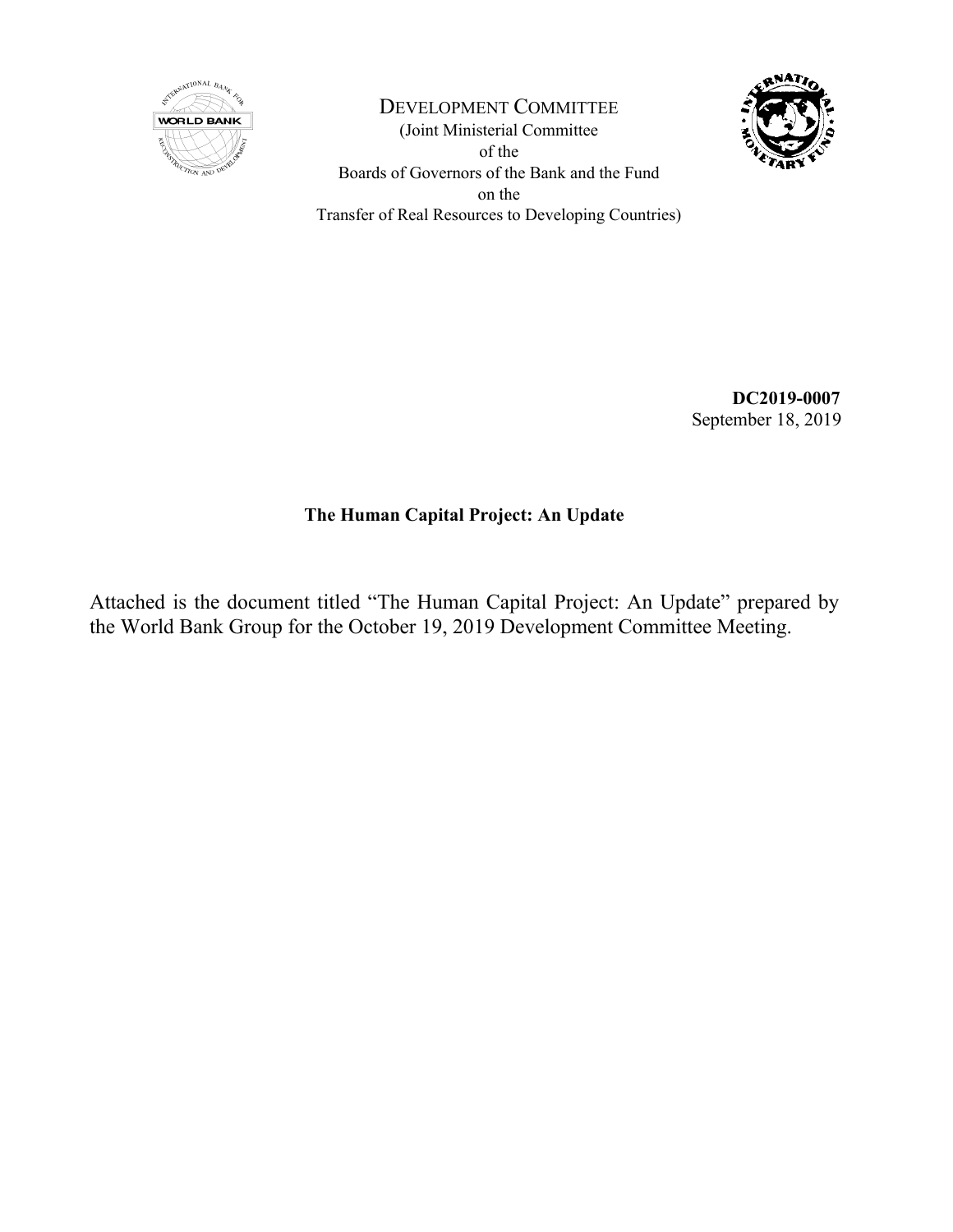DEVELOPMENT COMMITTEE

(Joint Ministerial Committee
of the
Boards of Governors of the Bank and the Fund
on the
Transfer of Real Resources to Developing Countries)

**DC2019-0007**
September 18, 2019

**The Human Capital Project: An Update**

Attached is the document titled "The Human Capital Project: An Update" prepared by the World Bank Group for the October 19, 2019 Development Committee Meeting.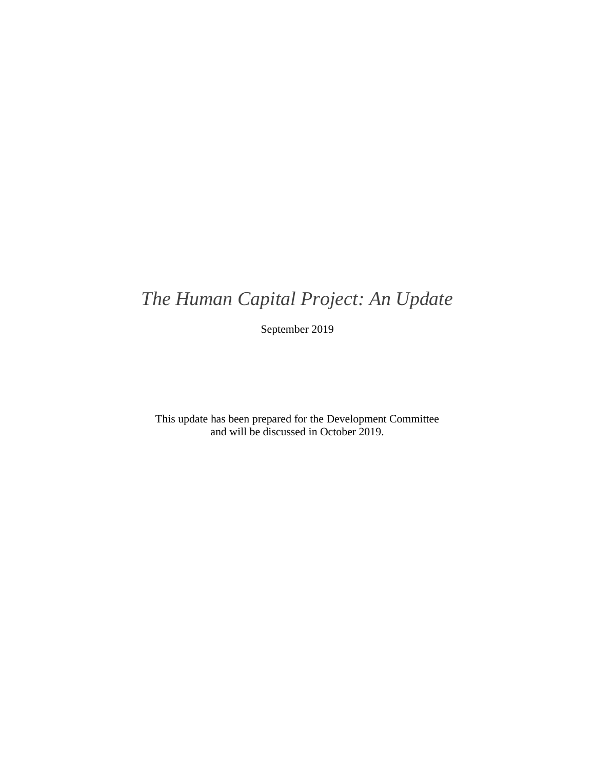# *The Human Capital Project: An Update*

September 2019

This update has been prepared for the Development Committee and will be discussed in October 2019.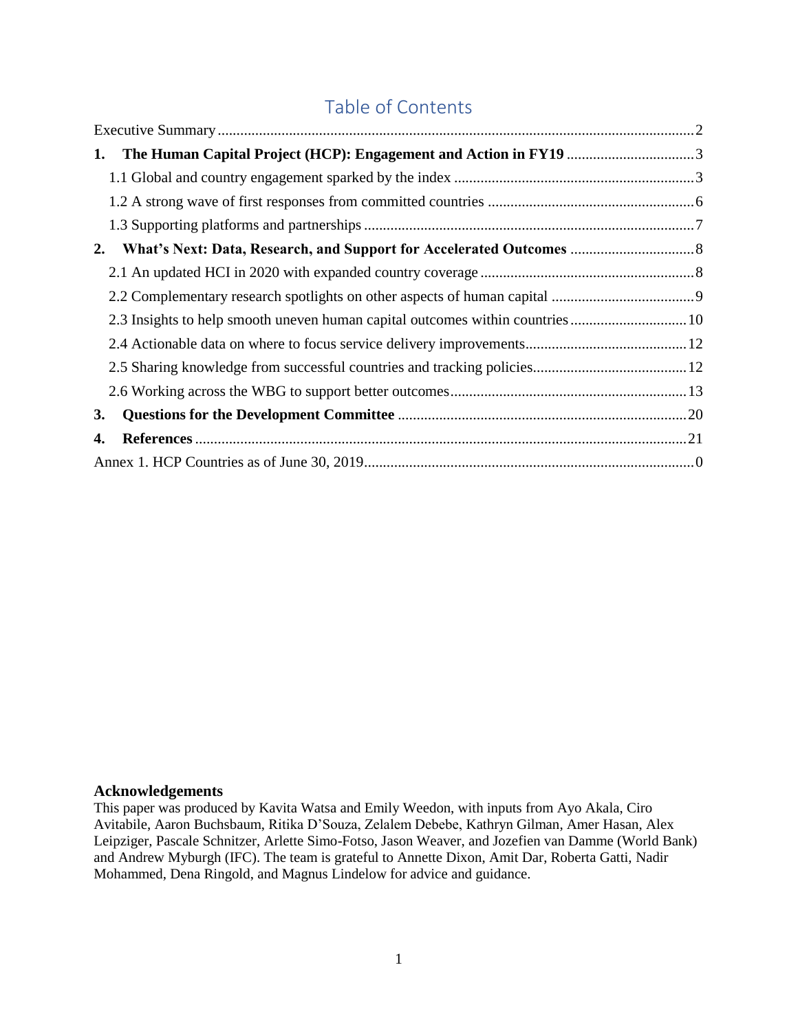# Table of Contents

Executive Summary ... 2

**1. The Human Capital Project (HCP): Engagement and Action in FY19** ... 3

1.1 Global and country engagement sparked by the index ... 3

1.2 A strong wave of first responses from committed countries ... 6

1.3 Supporting platforms and partnerships ... 7

**2. What's Next: Data, Research, and Support for Accelerated Outcomes** ... 8

2.1 An updated HCI in 2020 with expanded country coverage ... 8

2.2 Complementary research spotlights on other aspects of human capital ... 9

2.3 Insights to help smooth uneven human capital outcomes within countries ... 10

2.4 Actionable data on where to focus service delivery improvements ... 12

2.5 Sharing knowledge from successful countries and tracking policies ... 12

2.6 Working across the WBG to support better outcomes ... 13

**3. Questions for the Development Committee** ... 20

**4. References** ... 21

Annex 1. HCP Countries as of June 30, 2019 ... 0

**Acknowledgements**

This paper was produced by Kavita Watsa and Emily Weedon, with inputs from Ayo Akala, Ciro Avitabile, Aaron Buchsbaum, Ritika D'Souza, Zelalem Debebe, Kathryn Gilman, Amer Hasan, Alex Leipziger, Pascale Schnitzer, Arlette Simo-Fotso, Jason Weaver, and Jozefien van Damme (World Bank) and Andrew Myburgh (IFC). The team is grateful to Annette Dixon, Amit Dar, Roberta Gatti, Nadir Mohammed, Dena Ringold, and Magnus Lindelow for advice and guidance.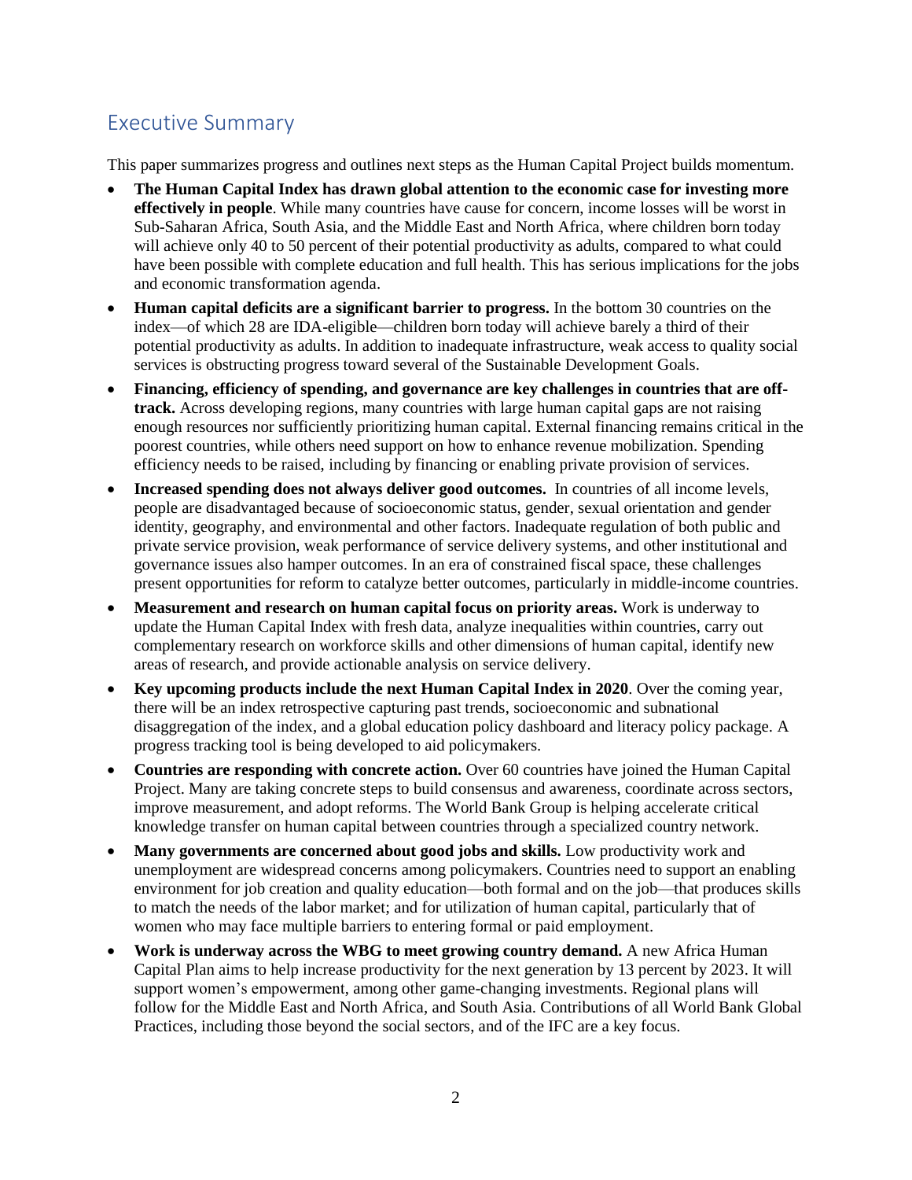## Executive Summary

This paper summarizes progress and outlines next steps as the Human Capital Project builds momentum.

- **The Human Capital Index has drawn global attention to the economic case for investing more effectively in people**. While many countries have cause for concern, income losses will be worst in Sub-Saharan Africa, South Asia, and the Middle East and North Africa, where children born today will achieve only 40 to 50 percent of their potential productivity as adults, compared to what could have been possible with complete education and full health. This has serious implications for the jobs and economic transformation agenda.
- **Human capital deficits are a significant barrier to progress.** In the bottom 30 countries on the index—of which 28 are IDA-eligible—children born today will achieve barely a third of their potential productivity as adults. In addition to inadequate infrastructure, weak access to quality social services is obstructing progress toward several of the Sustainable Development Goals.
- **Financing, efficiency of spending, and governance are key challenges in countries that are off-track.** Across developing regions, many countries with large human capital gaps are not raising enough resources nor sufficiently prioritizing human capital. External financing remains critical in the poorest countries, while others need support on how to enhance revenue mobilization. Spending efficiency needs to be raised, including by financing or enabling private provision of services.
- **Increased spending does not always deliver good outcomes.** In countries of all income levels, people are disadvantaged because of socioeconomic status, gender, sexual orientation and gender identity, geography, and environmental and other factors. Inadequate regulation of both public and private service provision, weak performance of service delivery systems, and other institutional and governance issues also hamper outcomes. In an era of constrained fiscal space, these challenges present opportunities for reform to catalyze better outcomes, particularly in middle-income countries.
- **Measurement and research on human capital focus on priority areas.** Work is underway to update the Human Capital Index with fresh data, analyze inequalities within countries, carry out complementary research on workforce skills and other dimensions of human capital, identify new areas of research, and provide actionable analysis on service delivery.
- **Key upcoming products include the next Human Capital Index in 2020**. Over the coming year, there will be an index retrospective capturing past trends, socioeconomic and subnational disaggregation of the index, and a global education policy dashboard and literacy policy package. A progress tracking tool is being developed to aid policymakers.
- **Countries are responding with concrete action.** Over 60 countries have joined the Human Capital Project. Many are taking concrete steps to build consensus and awareness, coordinate across sectors, improve measurement, and adopt reforms. The World Bank Group is helping accelerate critical knowledge transfer on human capital between countries through a specialized country network.
- **Many governments are concerned about good jobs and skills.** Low productivity work and unemployment are widespread concerns among policymakers. Countries need to support an enabling environment for job creation and quality education—both formal and on the job—that produces skills to match the needs of the labor market; and for utilization of human capital, particularly that of women who may face multiple barriers to entering formal or paid employment.
- **Work is underway across the WBG to meet growing country demand.** A new Africa Human Capital Plan aims to help increase productivity for the next generation by 13 percent by 2023. It will support women's empowerment, among other game-changing investments. Regional plans will follow for the Middle East and North Africa, and South Asia. Contributions of all World Bank Global Practices, including those beyond the social sectors, and of the IFC are a key focus.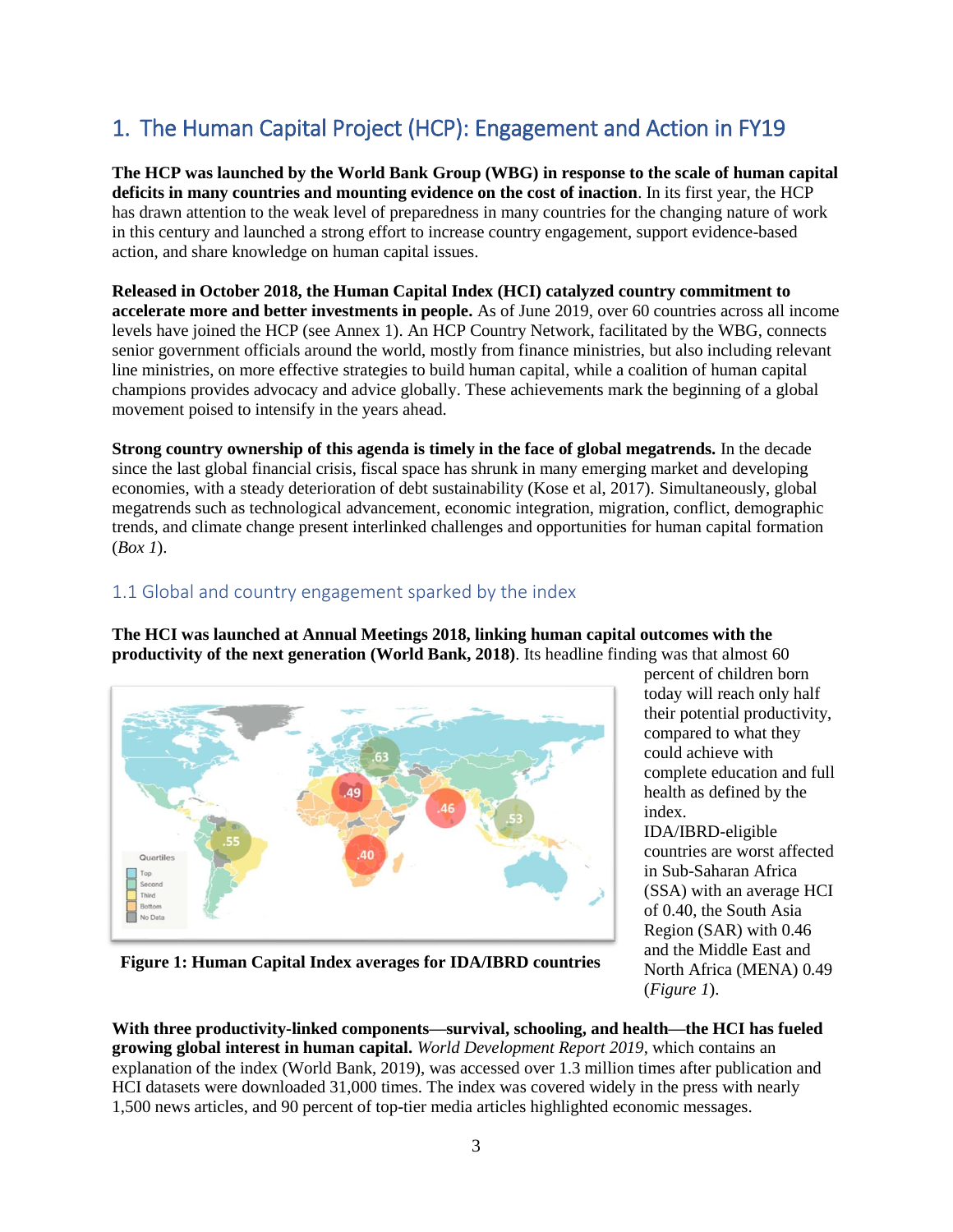## 1. The Human Capital Project (HCP): Engagement and Action in FY19

**The HCP was launched by the World Bank Group (WBG) in response to the scale of human capital deficits in many countries and mounting evidence on the cost of inaction**. In its first year, the HCP has drawn attention to the weak level of preparedness in many countries for the changing nature of work in this century and launched a strong effort to increase country engagement, support evidence-based action, and share knowledge on human capital issues.

**Released in October 2018, the Human Capital Index (HCI) catalyzed country commitment to accelerate more and better investments in people.** As of June 2019, over 60 countries across all income levels have joined the HCP (see Annex 1). An HCP Country Network, facilitated by the WBG, connects senior government officials around the world, mostly from finance ministries, but also including relevant line ministries, on more effective strategies to build human capital, while a coalition of human capital champions provides advocacy and advice globally. These achievements mark the beginning of a global movement poised to intensify in the years ahead.

**Strong country ownership of this agenda is timely in the face of global megatrends.** In the decade since the last global financial crisis, fiscal space has shrunk in many emerging market and developing economies, with a steady deterioration of debt sustainability (Kose et al, 2017). Simultaneously, global megatrends such as technological advancement, economic integration, migration, conflict, demographic trends, and climate change present interlinked challenges and opportunities for human capital formation (*Box 1*).

### 1.1 Global and country engagement sparked by the index

**The HCI was launched at Annual Meetings 2018, linking human capital outcomes with the productivity of the next generation (World Bank, 2018)**. Its headline finding was that almost 60 percent of children born today will reach only half their potential productivity, compared to what they could achieve with complete education and full health as defined by the index. IDA/IBRD-eligible countries are worst affected in Sub-Saharan Africa (SSA) with an average HCI of 0.40, the South Asia Region (SAR) with 0.46 and the Middle East and North Africa (MENA) 0.49 (*Figure 1*).

**Figure 1: Human Capital Index averages for IDA/IBRD countries**

**With three productivity-linked components—survival, schooling, and health—the HCI has fueled growing global interest in human capital.** *World Development Report 2019*, which contains an explanation of the index (World Bank, 2019), was accessed over 1.3 million times after publication and HCI datasets were downloaded 31,000 times. The index was covered widely in the press with nearly 1,500 news articles, and 90 percent of top-tier media articles highlighted economic messages.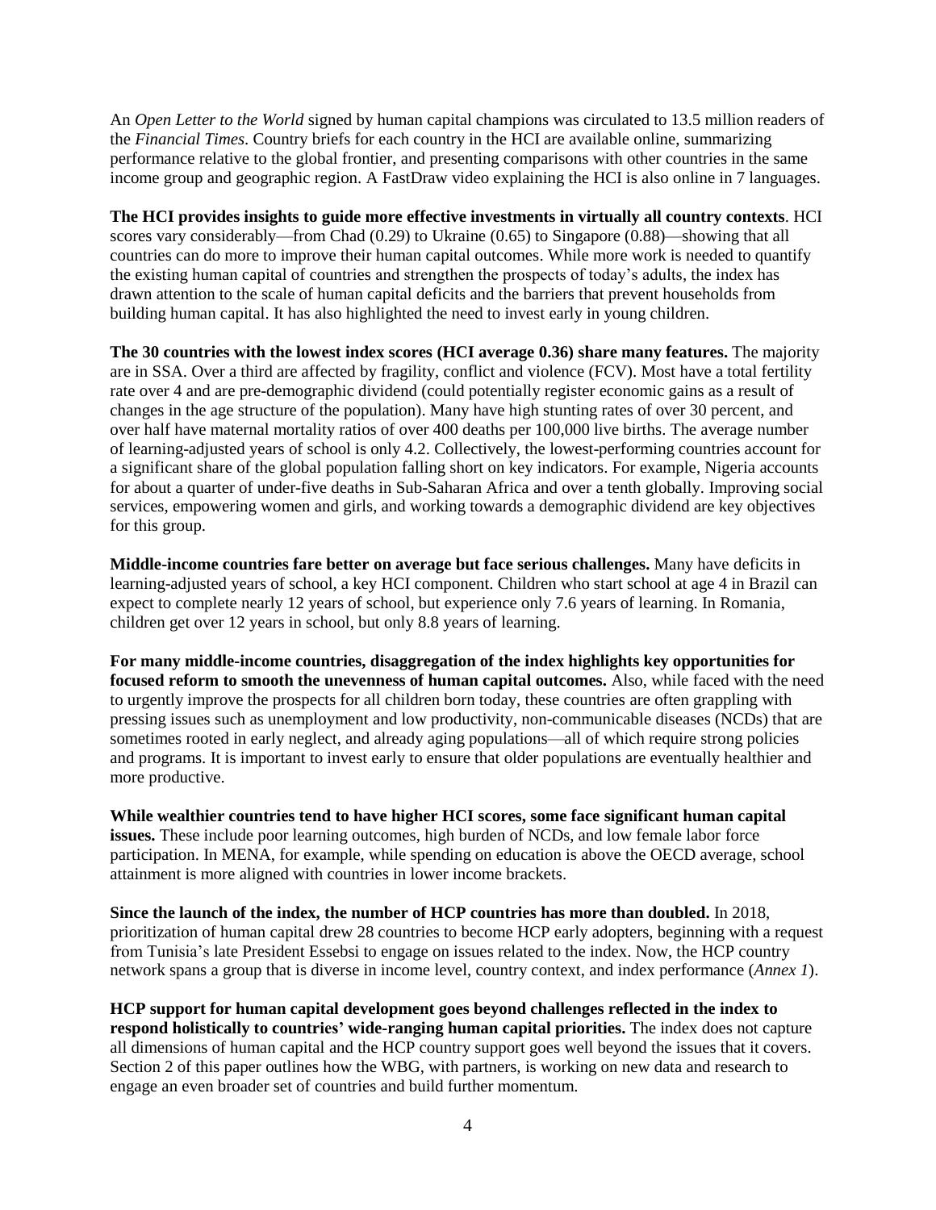An *Open Letter to the World* signed by human capital champions was circulated to 13.5 million readers of the *Financial Times*. Country briefs for each country in the HCI are available online, summarizing performance relative to the global frontier, and presenting comparisons with other countries in the same income group and geographic region. A FastDraw video explaining the HCI is also online in 7 languages.

**The HCI provides insights to guide more effective investments in virtually all country contexts**. HCI scores vary considerably—from Chad (0.29) to Ukraine (0.65) to Singapore (0.88)—showing that all countries can do more to improve their human capital outcomes. While more work is needed to quantify the existing human capital of countries and strengthen the prospects of today's adults, the index has drawn attention to the scale of human capital deficits and the barriers that prevent households from building human capital. It has also highlighted the need to invest early in young children.

**The 30 countries with the lowest index scores (HCI average 0.36) share many features.** The majority are in SSA. Over a third are affected by fragility, conflict and violence (FCV). Most have a total fertility rate over 4 and are pre-demographic dividend (could potentially register economic gains as a result of changes in the age structure of the population). Many have high stunting rates of over 30 percent, and over half have maternal mortality ratios of over 400 deaths per 100,000 live births. The average number of learning-adjusted years of school is only 4.2. Collectively, the lowest-performing countries account for a significant share of the global population falling short on key indicators. For example, Nigeria accounts for about a quarter of under-five deaths in Sub-Saharan Africa and over a tenth globally. Improving social services, empowering women and girls, and working towards a demographic dividend are key objectives for this group.

**Middle-income countries fare better on average but face serious challenges.** Many have deficits in learning-adjusted years of school, a key HCI component. Children who start school at age 4 in Brazil can expect to complete nearly 12 years of school, but experience only 7.6 years of learning. In Romania, children get over 12 years in school, but only 8.8 years of learning.

**For many middle-income countries, disaggregation of the index highlights key opportunities for focused reform to smooth the unevenness of human capital outcomes.** Also, while faced with the need to urgently improve the prospects for all children born today, these countries are often grappling with pressing issues such as unemployment and low productivity, non-communicable diseases (NCDs) that are sometimes rooted in early neglect, and already aging populations—all of which require strong policies and programs. It is important to invest early to ensure that older populations are eventually healthier and more productive.

**While wealthier countries tend to have higher HCI scores, some face significant human capital issues.** These include poor learning outcomes, high burden of NCDs, and low female labor force participation. In MENA, for example, while spending on education is above the OECD average, school attainment is more aligned with countries in lower income brackets.

**Since the launch of the index, the number of HCP countries has more than doubled.** In 2018, prioritization of human capital drew 28 countries to become HCP early adopters, beginning with a request from Tunisia's late President Essebsi to engage on issues related to the index. Now, the HCP country network spans a group that is diverse in income level, country context, and index performance (*Annex 1*).

**HCP support for human capital development goes beyond challenges reflected in the index to respond holistically to countries' wide-ranging human capital priorities.** The index does not capture all dimensions of human capital and the HCP country support goes well beyond the issues that it covers. Section 2 of this paper outlines how the WBG, with partners, is working on new data and research to engage an even broader set of countries and build further momentum.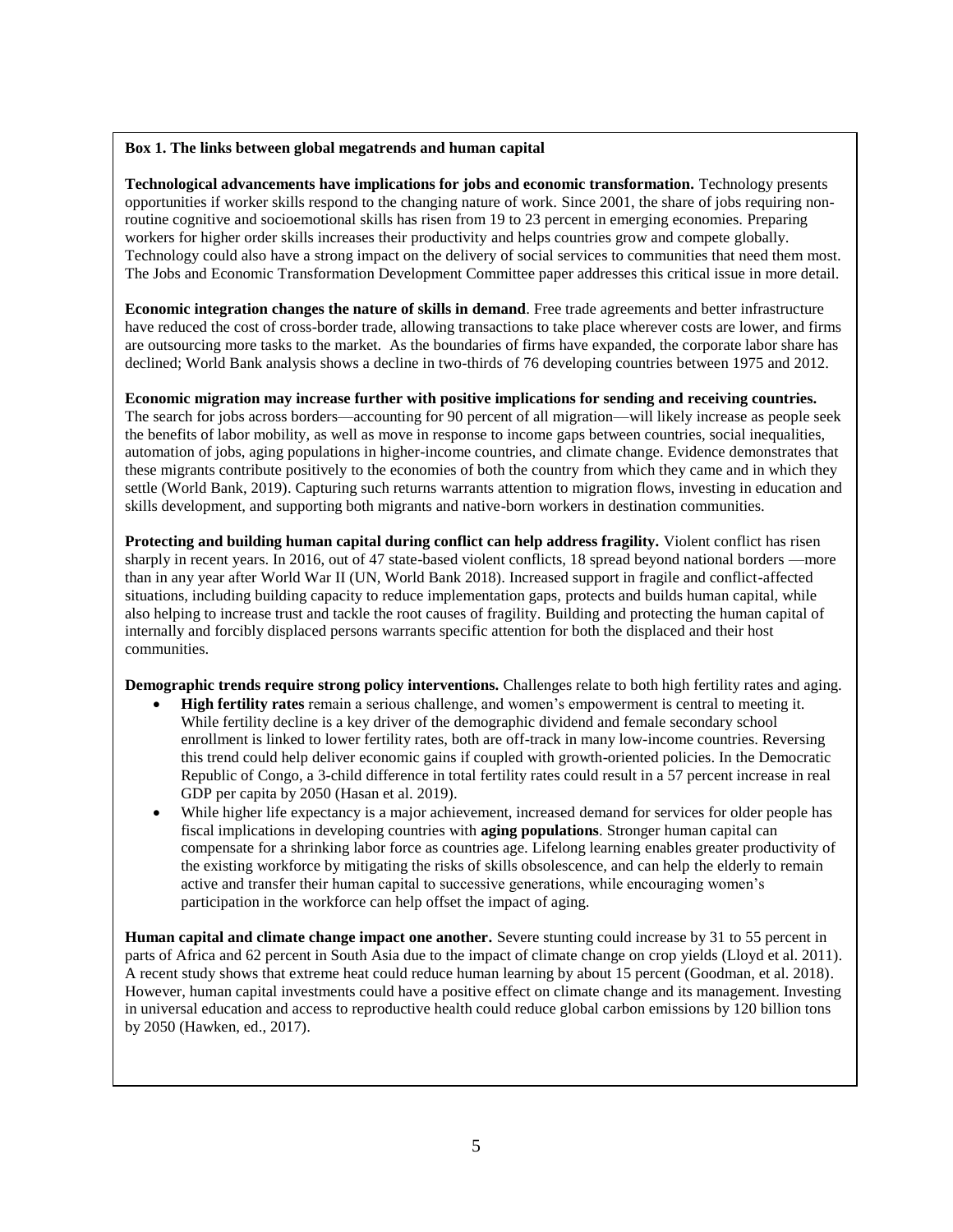**Box 1. The links between global megatrends and human capital**

**Technological advancements have implications for jobs and economic transformation.** Technology presents opportunities if worker skills respond to the changing nature of work. Since 2001, the share of jobs requiring non-routine cognitive and socioemotional skills has risen from 19 to 23 percent in emerging economies. Preparing workers for higher order skills increases their productivity and helps countries grow and compete globally. Technology could also have a strong impact on the delivery of social services to communities that need them most. The Jobs and Economic Transformation Development Committee paper addresses this critical issue in more detail.

**Economic integration changes the nature of skills in demand**. Free trade agreements and better infrastructure have reduced the cost of cross-border trade, allowing transactions to take place wherever costs are lower, and firms are outsourcing more tasks to the market. As the boundaries of firms have expanded, the corporate labor share has declined; World Bank analysis shows a decline in two-thirds of 76 developing countries between 1975 and 2012.

**Economic migration may increase further with positive implications for sending and receiving countries.** The search for jobs across borders—accounting for 90 percent of all migration—will likely increase as people seek the benefits of labor mobility, as well as move in response to income gaps between countries, social inequalities, automation of jobs, aging populations in higher-income countries, and climate change. Evidence demonstrates that these migrants contribute positively to the economies of both the country from which they came and in which they settle (World Bank, 2019). Capturing such returns warrants attention to migration flows, investing in education and skills development, and supporting both migrants and native-born workers in destination communities.

**Protecting and building human capital during conflict can help address fragility.** Violent conflict has risen sharply in recent years. In 2016, out of 47 state-based violent conflicts, 18 spread beyond national borders —more than in any year after World War II (UN, World Bank 2018). Increased support in fragile and conflict-affected situations, including building capacity to reduce implementation gaps, protects and builds human capital, while also helping to increase trust and tackle the root causes of fragility. Building and protecting the human capital of internally and forcibly displaced persons warrants specific attention for both the displaced and their host communities.

**Demographic trends require strong policy interventions.** Challenges relate to both high fertility rates and aging.

- **High fertility rates** remain a serious challenge, and women's empowerment is central to meeting it. While fertility decline is a key driver of the demographic dividend and female secondary school enrollment is linked to lower fertility rates, both are off-track in many low-income countries. Reversing this trend could help deliver economic gains if coupled with growth-oriented policies. In the Democratic Republic of Congo, a 3-child difference in total fertility rates could result in a 57 percent increase in real GDP per capita by 2050 (Hasan et al. 2019).
- While higher life expectancy is a major achievement, increased demand for services for older people has fiscal implications in developing countries with **aging populations**. Stronger human capital can compensate for a shrinking labor force as countries age. Lifelong learning enables greater productivity of the existing workforce by mitigating the risks of skills obsolescence, and can help the elderly to remain active and transfer their human capital to successive generations, while encouraging women's participation in the workforce can help offset the impact of aging.

**Human capital and climate change impact one another.** Severe stunting could increase by 31 to 55 percent in parts of Africa and 62 percent in South Asia due to the impact of climate change on crop yields (Lloyd et al. 2011). A recent study shows that extreme heat could reduce human learning by about 15 percent (Goodman, et al. 2018). However, human capital investments could have a positive effect on climate change and its management. Investing in universal education and access to reproductive health could reduce global carbon emissions by 120 billion tons by 2050 (Hawken, ed., 2017).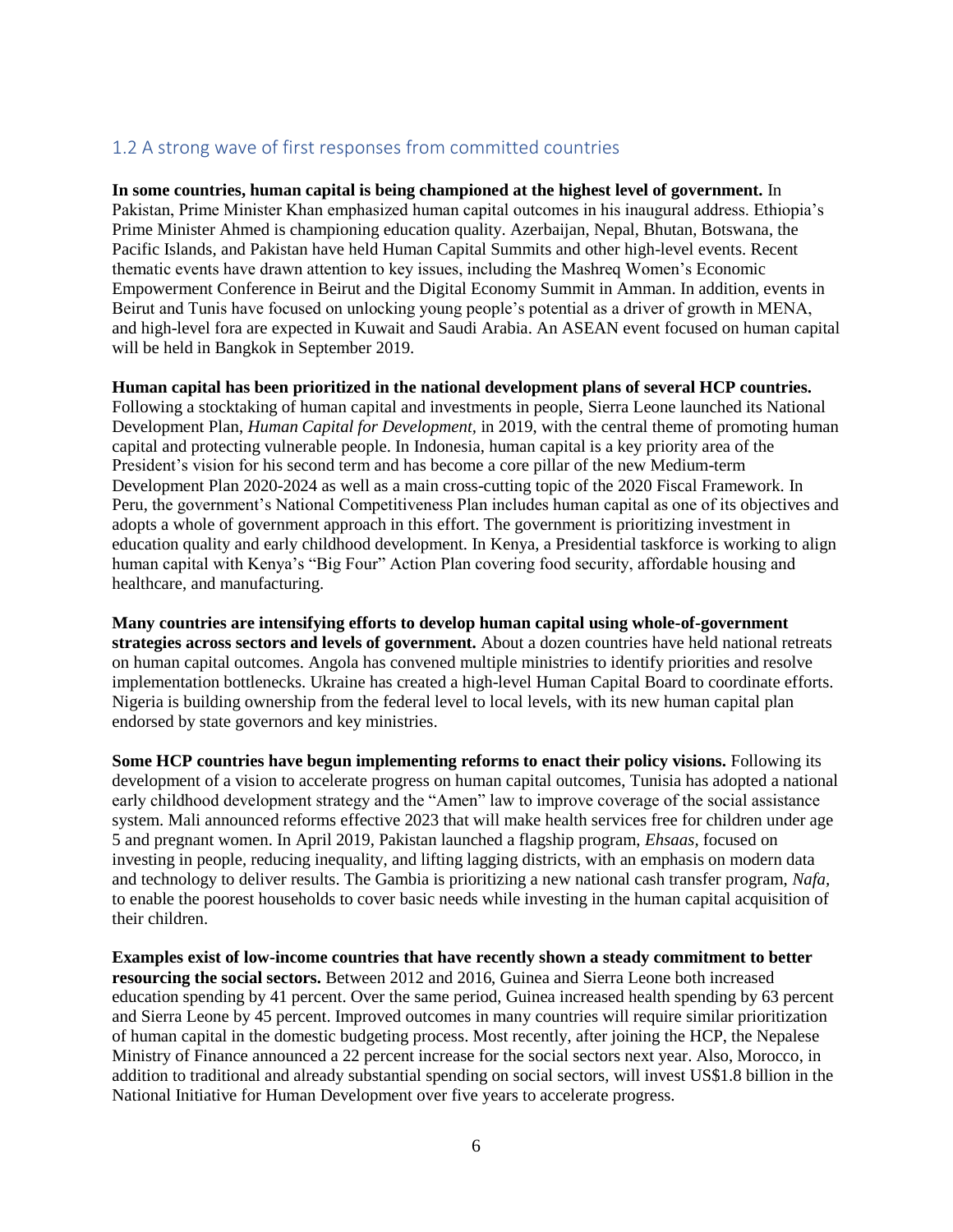## 1.2 A strong wave of first responses from committed countries

**In some countries, human capital is being championed at the highest level of government.** In Pakistan, Prime Minister Khan emphasized human capital outcomes in his inaugural address. Ethiopia's Prime Minister Ahmed is championing education quality. Azerbaijan, Nepal, Bhutan, Botswana, the Pacific Islands, and Pakistan have held Human Capital Summits and other high-level events. Recent thematic events have drawn attention to key issues, including the Mashreq Women's Economic Empowerment Conference in Beirut and the Digital Economy Summit in Amman. In addition, events in Beirut and Tunis have focused on unlocking young people's potential as a driver of growth in MENA, and high-level fora are expected in Kuwait and Saudi Arabia. An ASEAN event focused on human capital will be held in Bangkok in September 2019.

**Human capital has been prioritized in the national development plans of several HCP countries.** Following a stocktaking of human capital and investments in people, Sierra Leone launched its National Development Plan, *Human Capital for Development,* in 2019, with the central theme of promoting human capital and protecting vulnerable people. In Indonesia, human capital is a key priority area of the President's vision for his second term and has become a core pillar of the new Medium-term Development Plan 2020-2024 as well as a main cross-cutting topic of the 2020 Fiscal Framework. In Peru, the government's National Competitiveness Plan includes human capital as one of its objectives and adopts a whole of government approach in this effort. The government is prioritizing investment in education quality and early childhood development. In Kenya, a Presidential taskforce is working to align human capital with Kenya's "Big Four" Action Plan covering food security, affordable housing and healthcare, and manufacturing.

**Many countries are intensifying efforts to develop human capital using whole-of-government strategies across sectors and levels of government.** About a dozen countries have held national retreats on human capital outcomes. Angola has convened multiple ministries to identify priorities and resolve implementation bottlenecks. Ukraine has created a high-level Human Capital Board to coordinate efforts. Nigeria is building ownership from the federal level to local levels, with its new human capital plan endorsed by state governors and key ministries.

**Some HCP countries have begun implementing reforms to enact their policy visions.** Following its development of a vision to accelerate progress on human capital outcomes, Tunisia has adopted a national early childhood development strategy and the "Amen" law to improve coverage of the social assistance system. Mali announced reforms effective 2023 that will make health services free for children under age 5 and pregnant women. In April 2019, Pakistan launched a flagship program, *Ehsaas,* focused on investing in people, reducing inequality, and lifting lagging districts, with an emphasis on modern data and technology to deliver results. The Gambia is prioritizing a new national cash transfer program, *Nafa,* to enable the poorest households to cover basic needs while investing in the human capital acquisition of their children.

**Examples exist of low-income countries that have recently shown a steady commitment to better resourcing the social sectors.** Between 2012 and 2016, Guinea and Sierra Leone both increased education spending by 41 percent. Over the same period, Guinea increased health spending by 63 percent and Sierra Leone by 45 percent. Improved outcomes in many countries will require similar prioritization of human capital in the domestic budgeting process. Most recently, after joining the HCP, the Nepalese Ministry of Finance announced a 22 percent increase for the social sectors next year. Also, Morocco, in addition to traditional and already substantial spending on social sectors, will invest US$1.8 billion in the National Initiative for Human Development over five years to accelerate progress.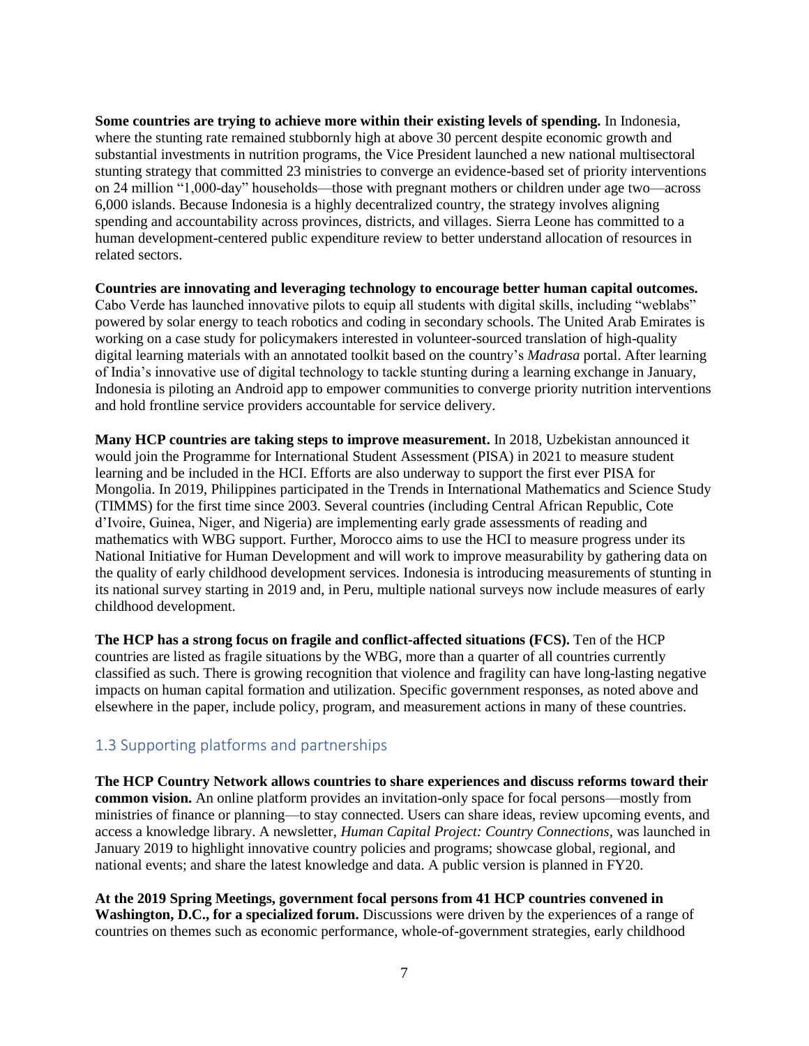**Some countries are trying to achieve more within their existing levels of spending.** In Indonesia, where the stunting rate remained stubbornly high at above 30 percent despite economic growth and substantial investments in nutrition programs, the Vice President launched a new national multisectoral stunting strategy that committed 23 ministries to converge an evidence-based set of priority interventions on 24 million "1,000-day" households—those with pregnant mothers or children under age two—across 6,000 islands. Because Indonesia is a highly decentralized country, the strategy involves aligning spending and accountability across provinces, districts, and villages. Sierra Leone has committed to a human development-centered public expenditure review to better understand allocation of resources in related sectors.

**Countries are innovating and leveraging technology to encourage better human capital outcomes.** Cabo Verde has launched innovative pilots to equip all students with digital skills, including "weblabs" powered by solar energy to teach robotics and coding in secondary schools. The United Arab Emirates is working on a case study for policymakers interested in volunteer-sourced translation of high-quality digital learning materials with an annotated toolkit based on the country's *Madrasa* portal. After learning of India's innovative use of digital technology to tackle stunting during a learning exchange in January, Indonesia is piloting an Android app to empower communities to converge priority nutrition interventions and hold frontline service providers accountable for service delivery.

**Many HCP countries are taking steps to improve measurement.** In 2018, Uzbekistan announced it would join the Programme for International Student Assessment (PISA) in 2021 to measure student learning and be included in the HCI. Efforts are also underway to support the first ever PISA for Mongolia. In 2019, Philippines participated in the Trends in International Mathematics and Science Study (TIMMS) for the first time since 2003. Several countries (including Central African Republic, Cote d'Ivoire, Guinea, Niger, and Nigeria) are implementing early grade assessments of reading and mathematics with WBG support. Further, Morocco aims to use the HCI to measure progress under its National Initiative for Human Development and will work to improve measurability by gathering data on the quality of early childhood development services. Indonesia is introducing measurements of stunting in its national survey starting in 2019 and, in Peru, multiple national surveys now include measures of early childhood development.

**The HCP has a strong focus on fragile and conflict-affected situations (FCS).** Ten of the HCP countries are listed as fragile situations by the WBG, more than a quarter of all countries currently classified as such. There is growing recognition that violence and fragility can have long-lasting negative impacts on human capital formation and utilization. Specific government responses, as noted above and elsewhere in the paper, include policy, program, and measurement actions in many of these countries.

## 1.3 Supporting platforms and partnerships

**The HCP Country Network allows countries to share experiences and discuss reforms toward their common vision.** An online platform provides an invitation-only space for focal persons—mostly from ministries of finance or planning—to stay connected. Users can share ideas, review upcoming events, and access a knowledge library. A newsletter, *Human Capital Project: Country Connections*, was launched in January 2019 to highlight innovative country policies and programs; showcase global, regional, and national events; and share the latest knowledge and data. A public version is planned in FY20.

**At the 2019 Spring Meetings, government focal persons from 41 HCP countries convened in Washington, D.C., for a specialized forum.** Discussions were driven by the experiences of a range of countries on themes such as economic performance, whole-of-government strategies, early childhood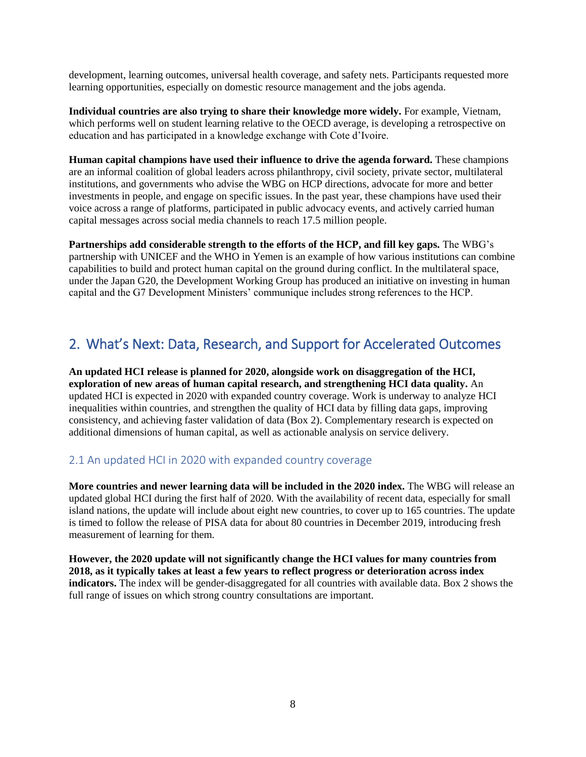development, learning outcomes, universal health coverage, and safety nets. Participants requested more learning opportunities, especially on domestic resource management and the jobs agenda.

**Individual countries are also trying to share their knowledge more widely.** For example, Vietnam, which performs well on student learning relative to the OECD average, is developing a retrospective on education and has participated in a knowledge exchange with Cote d'Ivoire.

**Human capital champions have used their influence to drive the agenda forward.** These champions are an informal coalition of global leaders across philanthropy, civil society, private sector, multilateral institutions, and governments who advise the WBG on HCP directions, advocate for more and better investments in people, and engage on specific issues. In the past year, these champions have used their voice across a range of platforms, participated in public advocacy events, and actively carried human capital messages across social media channels to reach 17.5 million people.

**Partnerships add considerable strength to the efforts of the HCP, and fill key gaps.** The WBG's partnership with UNICEF and the WHO in Yemen is an example of how various institutions can combine capabilities to build and protect human capital on the ground during conflict. In the multilateral space, under the Japan G20, the Development Working Group has produced an initiative on investing in human capital and the G7 Development Ministers' communique includes strong references to the HCP.

## 2. What's Next: Data, Research, and Support for Accelerated Outcomes

**An updated HCI release is planned for 2020, alongside work on disaggregation of the HCI, exploration of new areas of human capital research, and strengthening HCI data quality.** An updated HCI is expected in 2020 with expanded country coverage. Work is underway to analyze HCI inequalities within countries, and strengthen the quality of HCI data by filling data gaps, improving consistency, and achieving faster validation of data (Box 2). Complementary research is expected on additional dimensions of human capital, as well as actionable analysis on service delivery.

### 2.1 An updated HCI in 2020 with expanded country coverage

**More countries and newer learning data will be included in the 2020 index.** The WBG will release an updated global HCI during the first half of 2020. With the availability of recent data, especially for small island nations, the update will include about eight new countries, to cover up to 165 countries. The update is timed to follow the release of PISA data for about 80 countries in December 2019, introducing fresh measurement of learning for them.

**However, the 2020 update will not significantly change the HCI values for many countries from 2018, as it typically takes at least a few years to reflect progress or deterioration across index indicators.** The index will be gender-disaggregated for all countries with available data. Box 2 shows the full range of issues on which strong country consultations are important.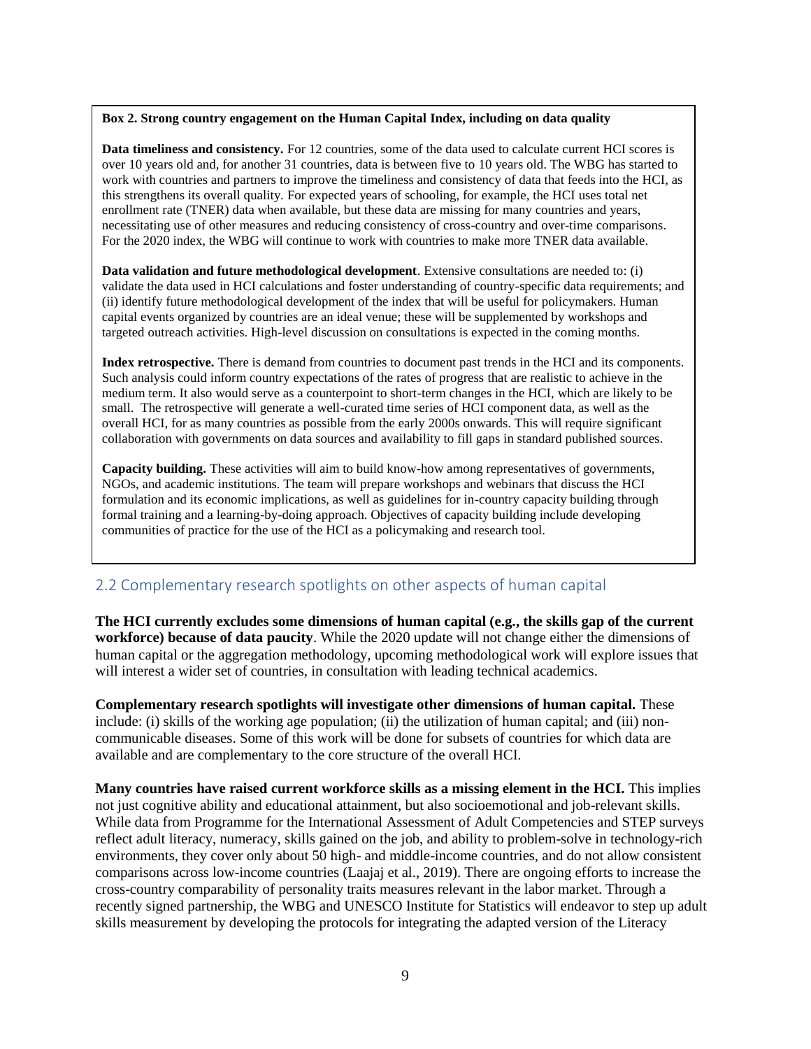**Box 2. Strong country engagement on the Human Capital Index, including on data quality**

**Data timeliness and consistency.** For 12 countries, some of the data used to calculate current HCI scores is over 10 years old and, for another 31 countries, data is between five to 10 years old. The WBG has started to work with countries and partners to improve the timeliness and consistency of data that feeds into the HCI, as this strengthens its overall quality. For expected years of schooling, for example, the HCI uses total net enrollment rate (TNER) data when available, but these data are missing for many countries and years, necessitating use of other measures and reducing consistency of cross-country and over-time comparisons. For the 2020 index, the WBG will continue to work with countries to make more TNER data available.

**Data validation and future methodological development**. Extensive consultations are needed to: (i) validate the data used in HCI calculations and foster understanding of country-specific data requirements; and (ii) identify future methodological development of the index that will be useful for policymakers. Human capital events organized by countries are an ideal venue; these will be supplemented by workshops and targeted outreach activities. High-level discussion on consultations is expected in the coming months.

**Index retrospective.** There is demand from countries to document past trends in the HCI and its components. Such analysis could inform country expectations of the rates of progress that are realistic to achieve in the medium term. It also would serve as a counterpoint to short-term changes in the HCI, which are likely to be small. The retrospective will generate a well-curated time series of HCI component data, as well as the overall HCI, for as many countries as possible from the early 2000s onwards. This will require significant collaboration with governments on data sources and availability to fill gaps in standard published sources.

**Capacity building.** These activities will aim to build know-how among representatives of governments, NGOs, and academic institutions. The team will prepare workshops and webinars that discuss the HCI formulation and its economic implications, as well as guidelines for in-country capacity building through formal training and a learning-by-doing approach. Objectives of capacity building include developing communities of practice for the use of the HCI as a policymaking and research tool.

## 2.2 Complementary research spotlights on other aspects of human capital

**The HCI currently excludes some dimensions of human capital (e.g., the skills gap of the current workforce) because of data paucity**. While the 2020 update will not change either the dimensions of human capital or the aggregation methodology, upcoming methodological work will explore issues that will interest a wider set of countries, in consultation with leading technical academics.

**Complementary research spotlights will investigate other dimensions of human capital.** These include: (i) skills of the working age population; (ii) the utilization of human capital; and (iii) non-communicable diseases. Some of this work will be done for subsets of countries for which data are available and are complementary to the core structure of the overall HCI.

**Many countries have raised current workforce skills as a missing element in the HCI.** This implies not just cognitive ability and educational attainment, but also socioemotional and job-relevant skills. While data from Programme for the International Assessment of Adult Competencies and STEP surveys reflect adult literacy, numeracy, skills gained on the job, and ability to problem-solve in technology-rich environments, they cover only about 50 high- and middle-income countries, and do not allow consistent comparisons across low-income countries (Laajaj et al., 2019). There are ongoing efforts to increase the cross-country comparability of personality traits measures relevant in the labor market. Through a recently signed partnership, the WBG and UNESCO Institute for Statistics will endeavor to step up adult skills measurement by developing the protocols for integrating the adapted version of the Literacy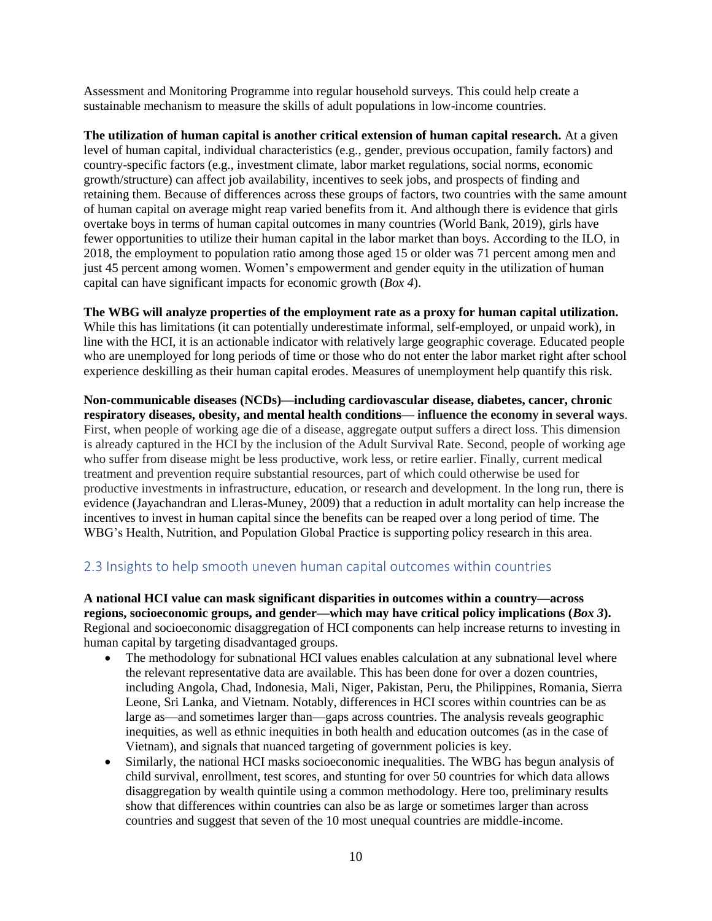Assessment and Monitoring Programme into regular household surveys. This could help create a sustainable mechanism to measure the skills of adult populations in low-income countries.

**The utilization of human capital is another critical extension of human capital research.** At a given level of human capital, individual characteristics (e.g., gender, previous occupation, family factors) and country-specific factors (e.g., investment climate, labor market regulations, social norms, economic growth/structure) can affect job availability, incentives to seek jobs, and prospects of finding and retaining them. Because of differences across these groups of factors, two countries with the same amount of human capital on average might reap varied benefits from it. And although there is evidence that girls overtake boys in terms of human capital outcomes in many countries (World Bank, 2019), girls have fewer opportunities to utilize their human capital in the labor market than boys. According to the ILO, in 2018, the employment to population ratio among those aged 15 or older was 71 percent among men and just 45 percent among women. Women's empowerment and gender equity in the utilization of human capital can have significant impacts for economic growth (*Box 4*).

**The WBG will analyze properties of the employment rate as a proxy for human capital utilization.** While this has limitations (it can potentially underestimate informal, self-employed, or unpaid work), in line with the HCI, it is an actionable indicator with relatively large geographic coverage. Educated people who are unemployed for long periods of time or those who do not enter the labor market right after school experience deskilling as their human capital erodes. Measures of unemployment help quantify this risk.

**Non-communicable diseases (NCDs)—including cardiovascular disease, diabetes, cancer, chronic respiratory diseases, obesity, and mental health conditions— influence the economy in several ways**. First, when people of working age die of a disease, aggregate output suffers a direct loss. This dimension is already captured in the HCI by the inclusion of the Adult Survival Rate. Second, people of working age who suffer from disease might be less productive, work less, or retire earlier. Finally, current medical treatment and prevention require substantial resources, part of which could otherwise be used for productive investments in infrastructure, education, or research and development. In the long run, there is evidence (Jayachandran and Lleras-Muney, 2009) that a reduction in adult mortality can help increase the incentives to invest in human capital since the benefits can be reaped over a long period of time. The WBG's Health, Nutrition, and Population Global Practice is supporting policy research in this area.

## 2.3 Insights to help smooth uneven human capital outcomes within countries

**A national HCI value can mask significant disparities in outcomes within a country—across regions, socioeconomic groups, and gender—which may have critical policy implications (*Box 3*).** Regional and socioeconomic disaggregation of HCI components can help increase returns to investing in human capital by targeting disadvantaged groups.

- The methodology for subnational HCI values enables calculation at any subnational level where the relevant representative data are available. This has been done for over a dozen countries, including Angola, Chad, Indonesia, Mali, Niger, Pakistan, Peru, the Philippines, Romania, Sierra Leone, Sri Lanka, and Vietnam. Notably, differences in HCI scores within countries can be as large as—and sometimes larger than—gaps across countries. The analysis reveals geographic inequities, as well as ethnic inequities in both health and education outcomes (as in the case of Vietnam), and signals that nuanced targeting of government policies is key.
- Similarly, the national HCI masks socioeconomic inequalities. The WBG has begun analysis of child survival, enrollment, test scores, and stunting for over 50 countries for which data allows disaggregation by wealth quintile using a common methodology. Here too, preliminary results show that differences within countries can also be as large or sometimes larger than across countries and suggest that seven of the 10 most unequal countries are middle-income.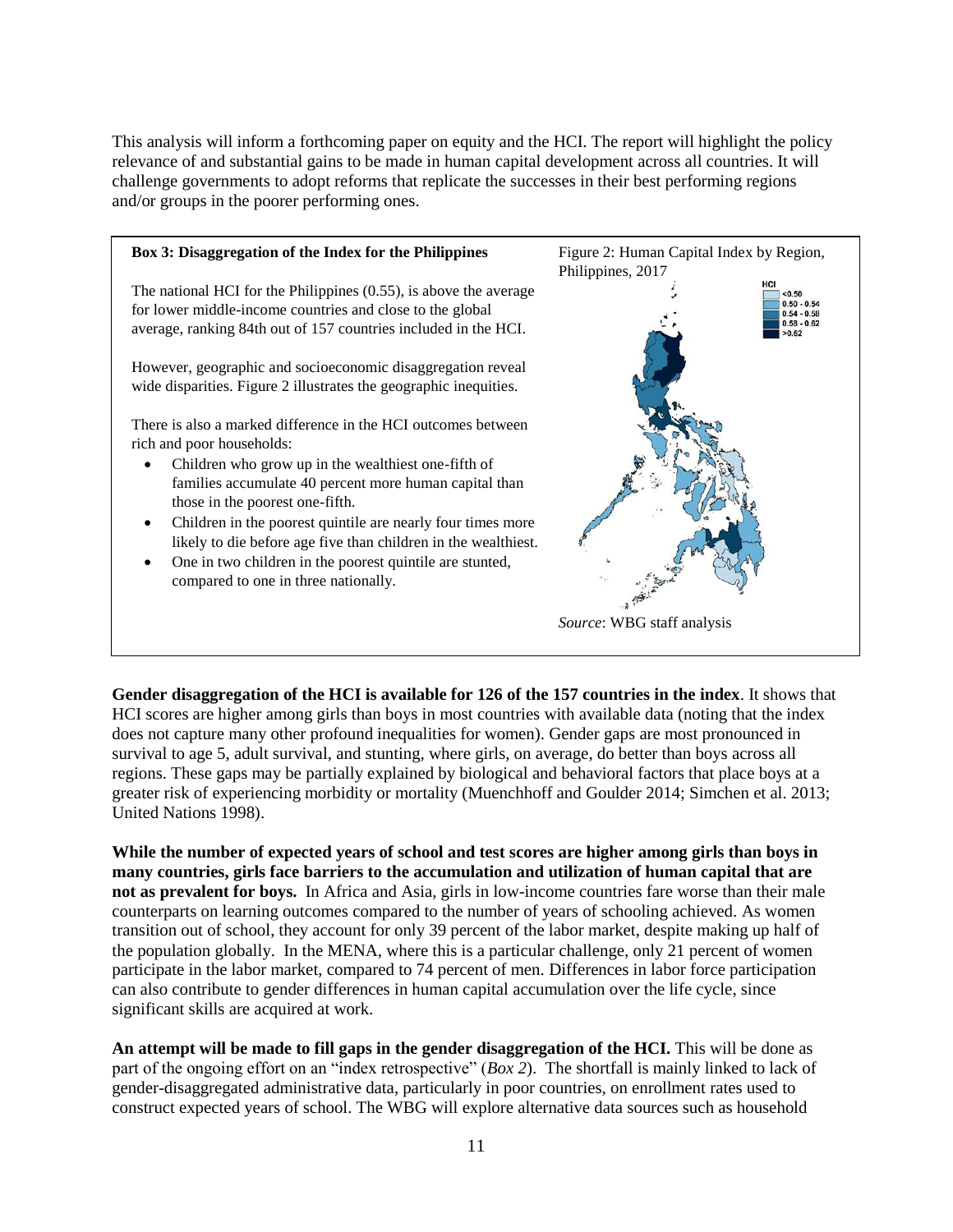This analysis will inform a forthcoming paper on equity and the HCI. The report will highlight the policy relevance of and substantial gains to be made in human capital development across all countries. It will challenge governments to adopt reforms that replicate the successes in their best performing regions and/or groups in the poorer performing ones.

**Box 3: Disaggregation of the Index for the Philippines**

The national HCI for the Philippines (0.55), is above the average for lower middle-income countries and close to the global average, ranking 84th out of 157 countries included in the HCI.

However, geographic and socioeconomic disaggregation reveal wide disparities. Figure 2 illustrates the geographic inequities.

There is also a marked difference in the HCI outcomes between rich and poor households:

- Children who grow up in the wealthiest one-fifth of families accumulate 40 percent more human capital than those in the poorest one-fifth.
- Children in the poorest quintile are nearly four times more likely to die before age five than children in the wealthiest.
- One in two children in the poorest quintile are stunted, compared to one in three nationally.

Figure 2: Human Capital Index by Region, Philippines, 2017

HCI: <0.50; 0.50 - 0.54; 0.54 - 0.58; 0.58 - 0.62; >0.62

*Source*: WBG staff analysis

**Gender disaggregation of the HCI is available for 126 of the 157 countries in the index**. It shows that HCI scores are higher among girls than boys in most countries with available data (noting that the index does not capture many other profound inequalities for women). Gender gaps are most pronounced in survival to age 5, adult survival, and stunting, where girls, on average, do better than boys across all regions. These gaps may be partially explained by biological and behavioral factors that place boys at a greater risk of experiencing morbidity or mortality (Muenchhoff and Goulder 2014; Simchen et al. 2013; United Nations 1998).

**While the number of expected years of school and test scores are higher among girls than boys in many countries, girls face barriers to the accumulation and utilization of human capital that are not as prevalent for boys.** In Africa and Asia, girls in low-income countries fare worse than their male counterparts on learning outcomes compared to the number of years of schooling achieved. As women transition out of school, they account for only 39 percent of the labor market, despite making up half of the population globally. In the MENA, where this is a particular challenge, only 21 percent of women participate in the labor market, compared to 74 percent of men. Differences in labor force participation can also contribute to gender differences in human capital accumulation over the life cycle, since significant skills are acquired at work.

**An attempt will be made to fill gaps in the gender disaggregation of the HCI.** This will be done as part of the ongoing effort on an "index retrospective" (*Box 2*). The shortfall is mainly linked to lack of gender-disaggregated administrative data, particularly in poor countries, on enrollment rates used to construct expected years of school. The WBG will explore alternative data sources such as household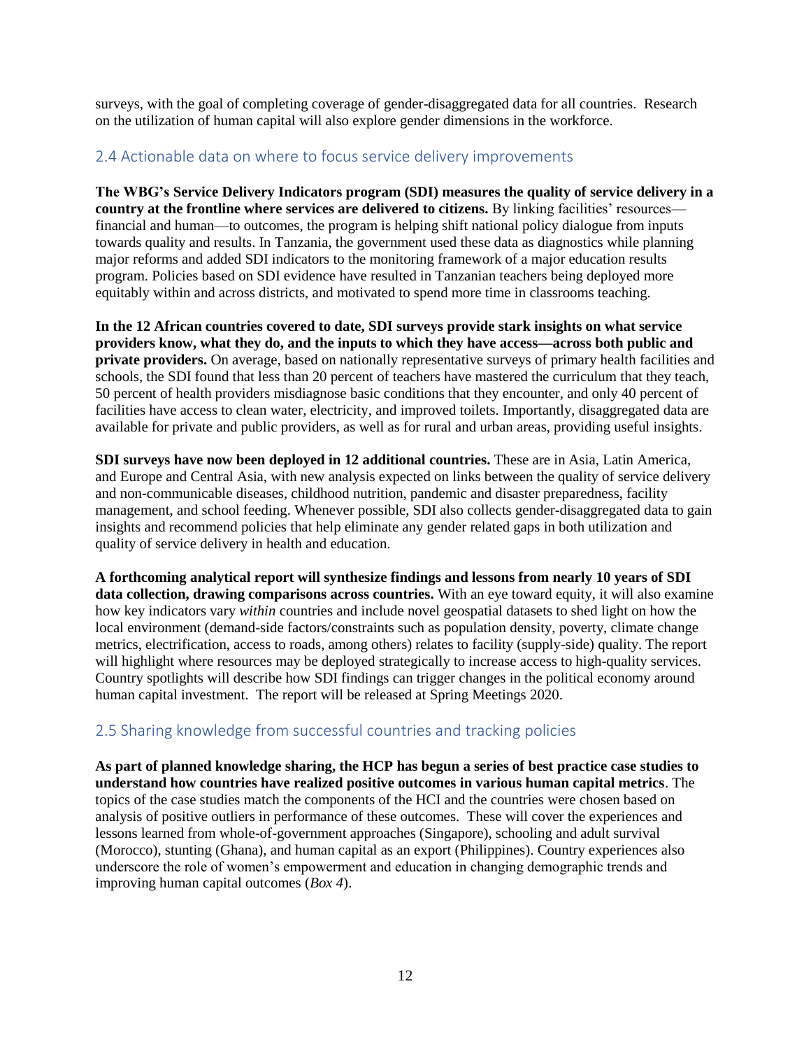surveys, with the goal of completing coverage of gender-disaggregated data for all countries. Research on the utilization of human capital will also explore gender dimensions in the workforce.

## 2.4 Actionable data on where to focus service delivery improvements

**The WBG's Service Delivery Indicators program (SDI) measures the quality of service delivery in a country at the frontline where services are delivered to citizens.** By linking facilities' resources—financial and human—to outcomes, the program is helping shift national policy dialogue from inputs towards quality and results. In Tanzania, the government used these data as diagnostics while planning major reforms and added SDI indicators to the monitoring framework of a major education results program. Policies based on SDI evidence have resulted in Tanzanian teachers being deployed more equitably within and across districts, and motivated to spend more time in classrooms teaching.

**In the 12 African countries covered to date, SDI surveys provide stark insights on what service providers know, what they do, and the inputs to which they have access—across both public and private providers.** On average, based on nationally representative surveys of primary health facilities and schools, the SDI found that less than 20 percent of teachers have mastered the curriculum that they teach, 50 percent of health providers misdiagnose basic conditions that they encounter, and only 40 percent of facilities have access to clean water, electricity, and improved toilets. Importantly, disaggregated data are available for private and public providers, as well as for rural and urban areas, providing useful insights.

**SDI surveys have now been deployed in 12 additional countries.** These are in Asia, Latin America, and Europe and Central Asia, with new analysis expected on links between the quality of service delivery and non-communicable diseases, childhood nutrition, pandemic and disaster preparedness, facility management, and school feeding. Whenever possible, SDI also collects gender-disaggregated data to gain insights and recommend policies that help eliminate any gender related gaps in both utilization and quality of service delivery in health and education.

**A forthcoming analytical report will synthesize findings and lessons from nearly 10 years of SDI data collection, drawing comparisons across countries.** With an eye toward equity, it will also examine how key indicators vary *within* countries and include novel geospatial datasets to shed light on how the local environment (demand-side factors/constraints such as population density, poverty, climate change metrics, electrification, access to roads, among others) relates to facility (supply-side) quality. The report will highlight where resources may be deployed strategically to increase access to high-quality services. Country spotlights will describe how SDI findings can trigger changes in the political economy around human capital investment. The report will be released at Spring Meetings 2020.

## 2.5 Sharing knowledge from successful countries and tracking policies

**As part of planned knowledge sharing, the HCP has begun a series of best practice case studies to understand how countries have realized positive outcomes in various human capital metrics**. The topics of the case studies match the components of the HCI and the countries were chosen based on analysis of positive outliers in performance of these outcomes. These will cover the experiences and lessons learned from whole-of-government approaches (Singapore), schooling and adult survival (Morocco), stunting (Ghana), and human capital as an export (Philippines). Country experiences also underscore the role of women's empowerment and education in changing demographic trends and improving human capital outcomes (*Box 4*).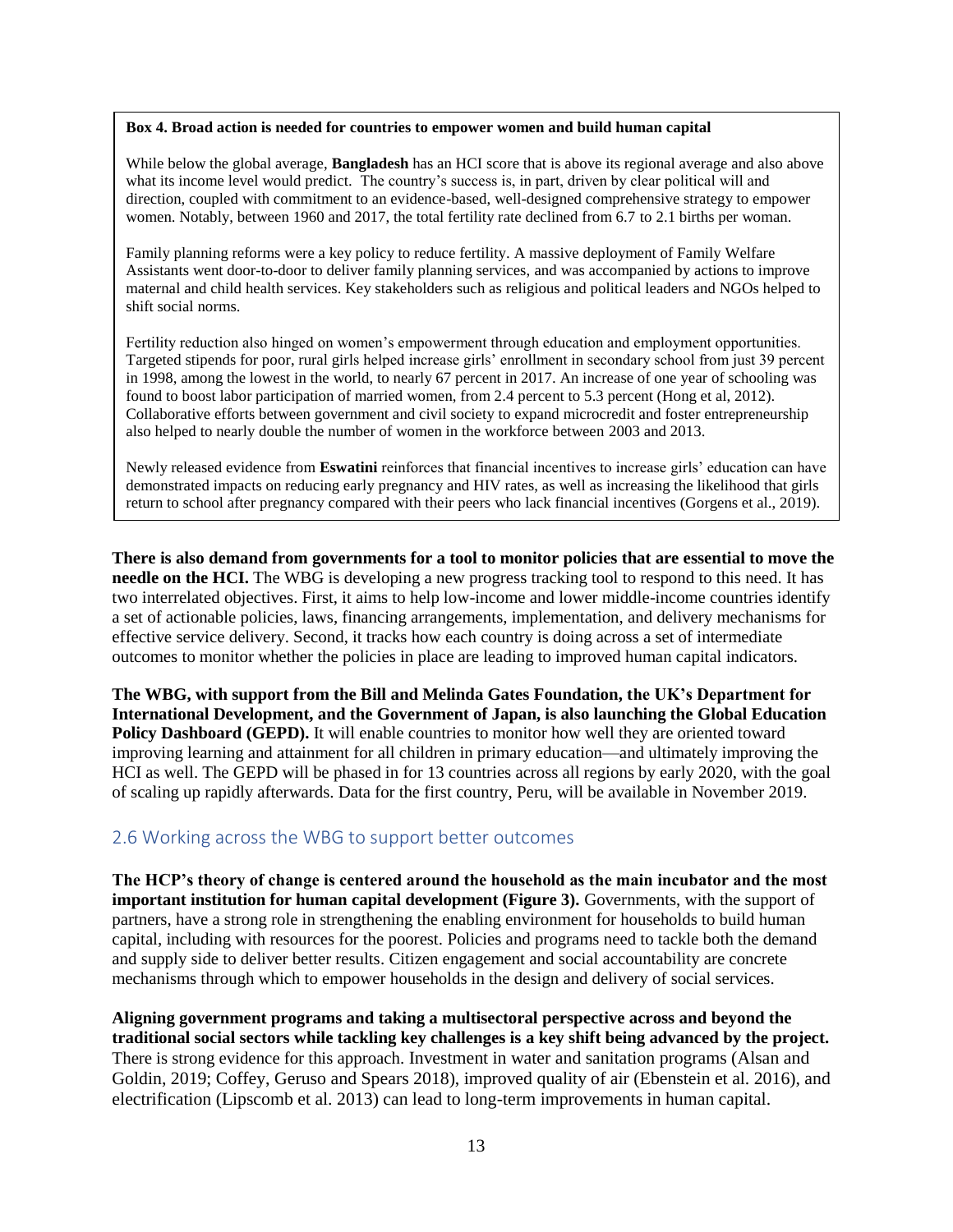**Box 4. Broad action is needed for countries to empower women and build human capital**

While below the global average, **Bangladesh** has an HCI score that is above its regional average and also above what its income level would predict. The country's success is, in part, driven by clear political will and direction, coupled with commitment to an evidence-based, well-designed comprehensive strategy to empower women. Notably, between 1960 and 2017, the total fertility rate declined from 6.7 to 2.1 births per woman.

Family planning reforms were a key policy to reduce fertility. A massive deployment of Family Welfare Assistants went door-to-door to deliver family planning services, and was accompanied by actions to improve maternal and child health services. Key stakeholders such as religious and political leaders and NGOs helped to shift social norms.

Fertility reduction also hinged on women's empowerment through education and employment opportunities. Targeted stipends for poor, rural girls helped increase girls' enrollment in secondary school from just 39 percent in 1998, among the lowest in the world, to nearly 67 percent in 2017. An increase of one year of schooling was found to boost labor participation of married women, from 2.4 percent to 5.3 percent (Hong et al, 2012). Collaborative efforts between government and civil society to expand microcredit and foster entrepreneurship also helped to nearly double the number of women in the workforce between 2003 and 2013.

Newly released evidence from **Eswatini** reinforces that financial incentives to increase girls' education can have demonstrated impacts on reducing early pregnancy and HIV rates, as well as increasing the likelihood that girls return to school after pregnancy compared with their peers who lack financial incentives (Gorgens et al., 2019).

**There is also demand from governments for a tool to monitor policies that are essential to move the needle on the HCI.** The WBG is developing a new progress tracking tool to respond to this need. It has two interrelated objectives. First, it aims to help low-income and lower middle-income countries identify a set of actionable policies, laws, financing arrangements, implementation, and delivery mechanisms for effective service delivery. Second, it tracks how each country is doing across a set of intermediate outcomes to monitor whether the policies in place are leading to improved human capital indicators.

**The WBG, with support from the Bill and Melinda Gates Foundation, the UK's Department for International Development, and the Government of Japan, is also launching the Global Education Policy Dashboard (GEPD).** It will enable countries to monitor how well they are oriented toward improving learning and attainment for all children in primary education—and ultimately improving the HCI as well. The GEPD will be phased in for 13 countries across all regions by early 2020, with the goal of scaling up rapidly afterwards. Data for the first country, Peru, will be available in November 2019.

## 2.6 Working across the WBG to support better outcomes

**The HCP's theory of change is centered around the household as the main incubator and the most important institution for human capital development (Figure 3).** Governments, with the support of partners, have a strong role in strengthening the enabling environment for households to build human capital, including with resources for the poorest. Policies and programs need to tackle both the demand and supply side to deliver better results. Citizen engagement and social accountability are concrete mechanisms through which to empower households in the design and delivery of social services.

**Aligning government programs and taking a multisectoral perspective across and beyond the traditional social sectors while tackling key challenges is a key shift being advanced by the project.** There is strong evidence for this approach. Investment in water and sanitation programs (Alsan and Goldin, 2019; Coffey, Geruso and Spears 2018), improved quality of air (Ebenstein et al. 2016), and electrification (Lipscomb et al. 2013) can lead to long-term improvements in human capital.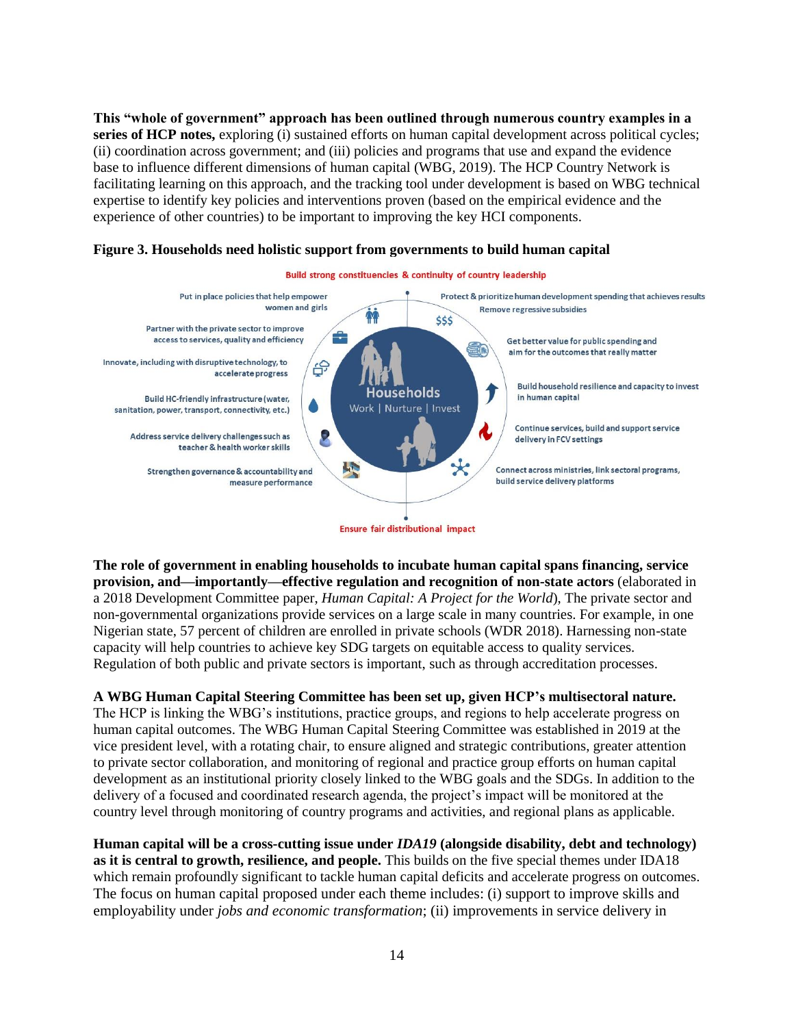**This "whole of government" approach has been outlined through numerous country examples in a series of HCP notes,** exploring (i) sustained efforts on human capital development across political cycles; (ii) coordination across government; and (iii) policies and programs that use and expand the evidence base to influence different dimensions of human capital (WBG, 2019). The HCP Country Network is facilitating learning on this approach, and the tracking tool under development is based on WBG technical expertise to identify key policies and interventions proven (based on the empirical evidence and the experience of other countries) to be important to improving the key HCI components.

**Figure 3. Households need holistic support from governments to build human capital**

Build strong constituencies & continuity of country leadership

- Put in place policies that help empower women and girls
- Partner with the private sector to improve access to services, quality and efficiency
- Innovate, including with disruptive technology, to accelerate progress
- Build HC-friendly infrastructure (water, sanitation, power, transport, connectivity, etc.)
- Address service delivery challenges such as teacher & health worker skills
- Strengthen governance & accountability and measure performance
- Protect & prioritize human development spending that achieves results
- Remove regressive subsidies
- Get better value for public spending and aim for the outcomes that really matter
- Build household resilience and capacity to invest in human capital
- Continue services, build and support service delivery in FCV settings
- Connect across ministries, link sectoral programs, build service delivery platforms

Households: Work | Nurture | Invest

Ensure fair distributional impact

**The role of government in enabling households to incubate human capital spans financing, service provision, and—importantly—effective regulation and recognition of non-state actors** (elaborated in a 2018 Development Committee paper, *Human Capital: A Project for the World*), The private sector and non-governmental organizations provide services on a large scale in many countries. For example, in one Nigerian state, 57 percent of children are enrolled in private schools (WDR 2018). Harnessing non-state capacity will help countries to achieve key SDG targets on equitable access to quality services. Regulation of both public and private sectors is important, such as through accreditation processes.

**A WBG Human Capital Steering Committee has been set up, given HCP's multisectoral nature.** The HCP is linking the WBG's institutions, practice groups, and regions to help accelerate progress on human capital outcomes. The WBG Human Capital Steering Committee was established in 2019 at the vice president level, with a rotating chair, to ensure aligned and strategic contributions, greater attention to private sector collaboration, and monitoring of regional and practice group efforts on human capital development as an institutional priority closely linked to the WBG goals and the SDGs. In addition to the delivery of a focused and coordinated research agenda, the project's impact will be monitored at the country level through monitoring of country programs and activities, and regional plans as applicable.

**Human capital will be a cross-cutting issue under *IDA19* (alongside disability, debt and technology) as it is central to growth, resilience, and people.** This builds on the five special themes under IDA18 which remain profoundly significant to tackle human capital deficits and accelerate progress on outcomes. The focus on human capital proposed under each theme includes: (i) support to improve skills and employability under *jobs and economic transformation*; (ii) improvements in service delivery in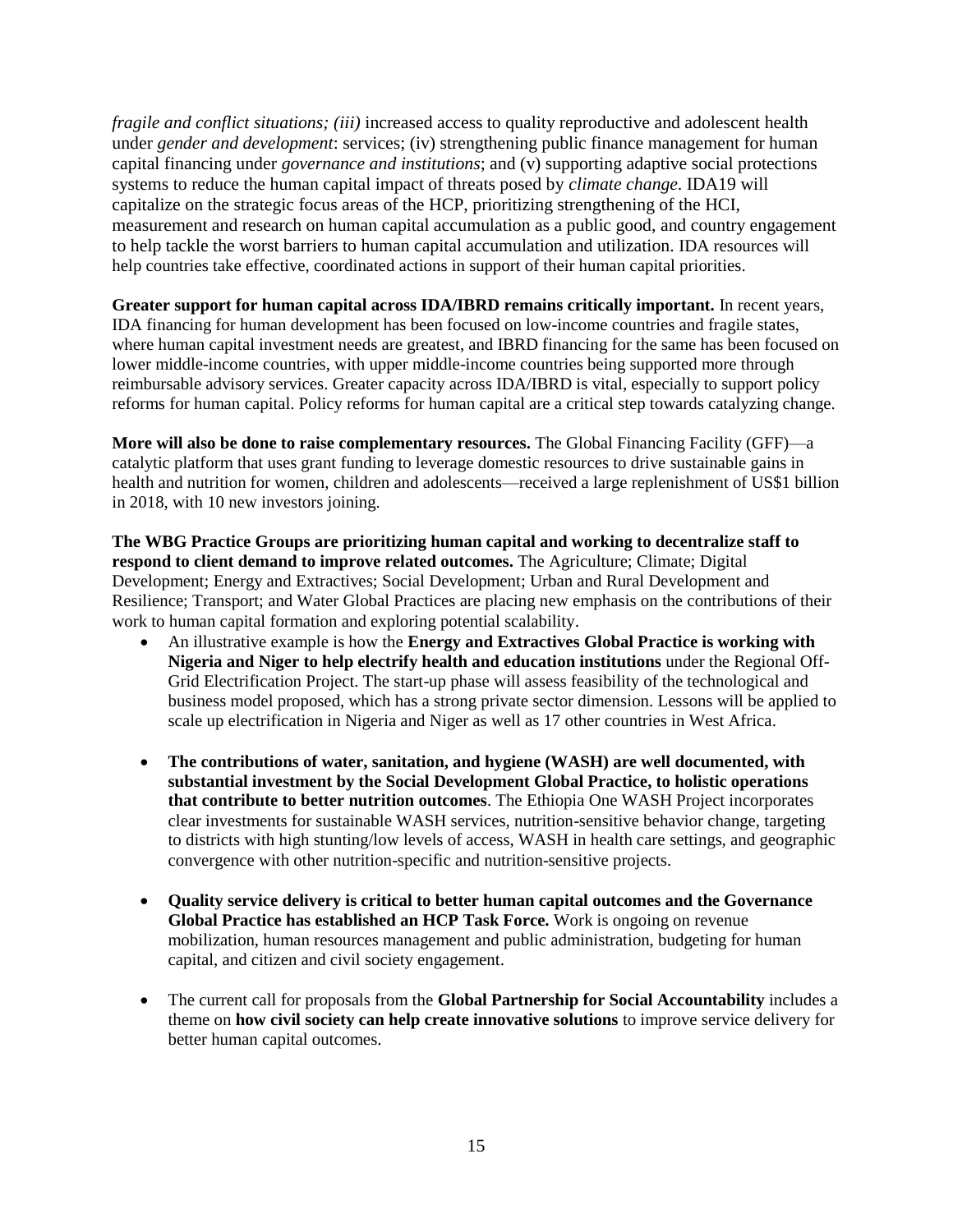*fragile and conflict situations; (iii)* increased access to quality reproductive and adolescent health under *gender and development*: services; (iv) strengthening public finance management for human capital financing under *governance and institutions*; and (v) supporting adaptive social protections systems to reduce the human capital impact of threats posed by *climate change*. IDA19 will capitalize on the strategic focus areas of the HCP, prioritizing strengthening of the HCI, measurement and research on human capital accumulation as a public good, and country engagement to help tackle the worst barriers to human capital accumulation and utilization. IDA resources will help countries take effective, coordinated actions in support of their human capital priorities.

**Greater support for human capital across IDA/IBRD remains critically important.** In recent years, IDA financing for human development has been focused on low-income countries and fragile states, where human capital investment needs are greatest, and IBRD financing for the same has been focused on lower middle-income countries, with upper middle-income countries being supported more through reimbursable advisory services. Greater capacity across IDA/IBRD is vital, especially to support policy reforms for human capital. Policy reforms for human capital are a critical step towards catalyzing change.

**More will also be done to raise complementary resources.** The Global Financing Facility (GFF)—a catalytic platform that uses grant funding to leverage domestic resources to drive sustainable gains in health and nutrition for women, children and adolescents—received a large replenishment of US$1 billion in 2018, with 10 new investors joining.

**The WBG Practice Groups are prioritizing human capital and working to decentralize staff to respond to client demand to improve related outcomes.** The Agriculture; Climate; Digital Development; Energy and Extractives; Social Development; Urban and Rural Development and Resilience; Transport; and Water Global Practices are placing new emphasis on the contributions of their work to human capital formation and exploring potential scalability.

- An illustrative example is how the **Energy and Extractives Global Practice is working with Nigeria and Niger to help electrify health and education institutions** under the Regional Off-Grid Electrification Project. The start-up phase will assess feasibility of the technological and business model proposed, which has a strong private sector dimension. Lessons will be applied to scale up electrification in Nigeria and Niger as well as 17 other countries in West Africa.

- **The contributions of water, sanitation, and hygiene (WASH) are well documented, with substantial investment by the Social Development Global Practice, to holistic operations that contribute to better nutrition outcomes**. The Ethiopia One WASH Project incorporates clear investments for sustainable WASH services, nutrition-sensitive behavior change, targeting to districts with high stunting/low levels of access, WASH in health care settings, and geographic convergence with other nutrition-specific and nutrition-sensitive projects.

- **Quality service delivery is critical to better human capital outcomes and the Governance Global Practice has established an HCP Task Force.** Work is ongoing on revenue mobilization, human resources management and public administration, budgeting for human capital, and citizen and civil society engagement.

- The current call for proposals from the **Global Partnership for Social Accountability** includes a theme on **how civil society can help create innovative solutions** to improve service delivery for better human capital outcomes.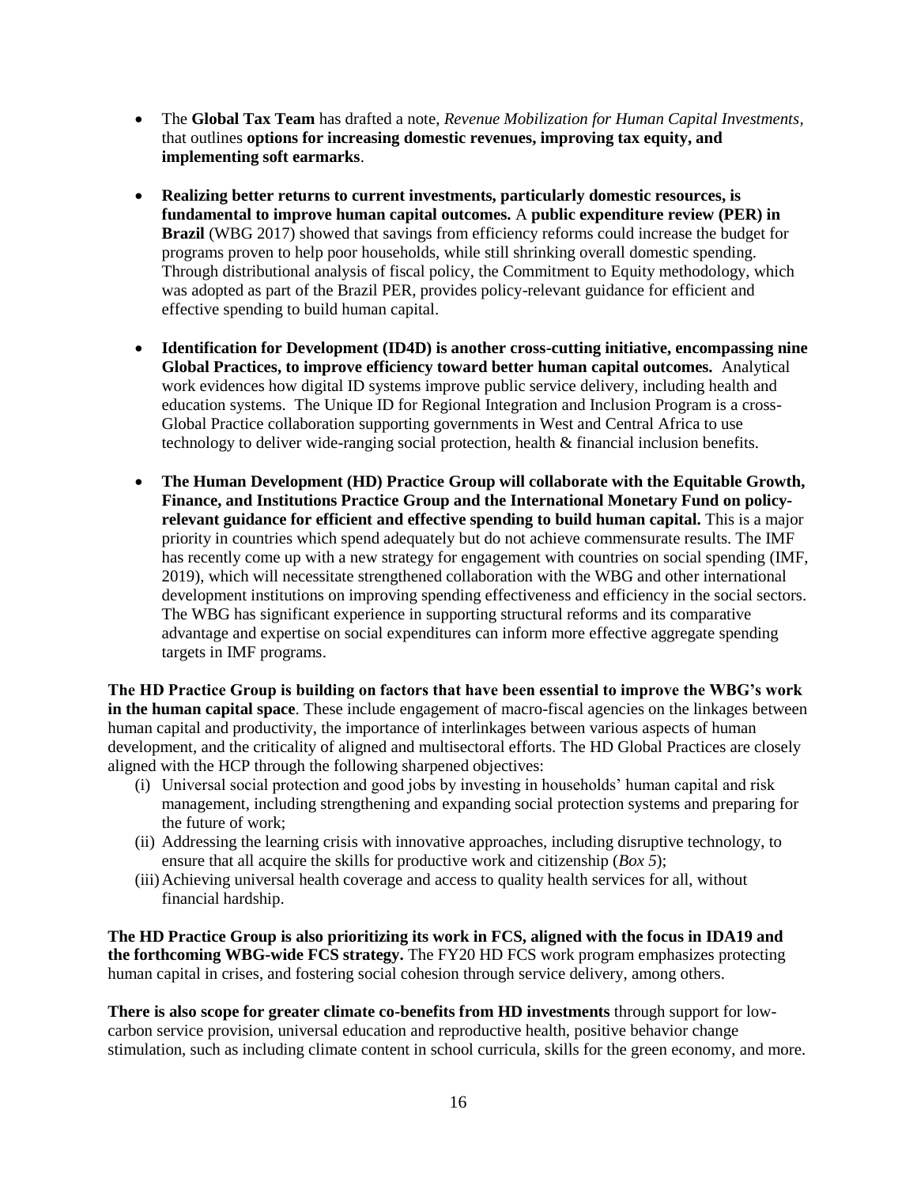- The **Global Tax Team** has drafted a note, *Revenue Mobilization for Human Capital Investments*, that outlines **options for increasing domestic revenues, improving tax equity, and implementing soft earmarks**.

- **Realizing better returns to current investments, particularly domestic resources, is fundamental to improve human capital outcomes.** A **public expenditure review (PER) in Brazil** (WBG 2017) showed that savings from efficiency reforms could increase the budget for programs proven to help poor households, while still shrinking overall domestic spending. Through distributional analysis of fiscal policy, the Commitment to Equity methodology, which was adopted as part of the Brazil PER, provides policy-relevant guidance for efficient and effective spending to build human capital.

- **Identification for Development (ID4D) is another cross-cutting initiative, encompassing nine Global Practices, to improve efficiency toward better human capital outcomes.** Analytical work evidences how digital ID systems improve public service delivery, including health and education systems. The Unique ID for Regional Integration and Inclusion Program is a cross-Global Practice collaboration supporting governments in West and Central Africa to use technology to deliver wide-ranging social protection, health & financial inclusion benefits.

- **The Human Development (HD) Practice Group will collaborate with the Equitable Growth, Finance, and Institutions Practice Group and the International Monetary Fund on policy-relevant guidance for efficient and effective spending to build human capital.** This is a major priority in countries which spend adequately but do not achieve commensurate results. The IMF has recently come up with a new strategy for engagement with countries on social spending (IMF, 2019), which will necessitate strengthened collaboration with the WBG and other international development institutions on improving spending effectiveness and efficiency in the social sectors. The WBG has significant experience in supporting structural reforms and its comparative advantage and expertise on social expenditures can inform more effective aggregate spending targets in IMF programs.

**The HD Practice Group is building on factors that have been essential to improve the WBG's work in the human capital space**. These include engagement of macro-fiscal agencies on the linkages between human capital and productivity, the importance of interlinkages between various aspects of human development, and the criticality of aligned and multisectoral efforts. The HD Global Practices are closely aligned with the HCP through the following sharpened objectives:

(i) Universal social protection and good jobs by investing in households' human capital and risk management, including strengthening and expanding social protection systems and preparing for the future of work;
(ii) Addressing the learning crisis with innovative approaches, including disruptive technology, to ensure that all acquire the skills for productive work and citizenship (*Box 5*);
(iii) Achieving universal health coverage and access to quality health services for all, without financial hardship.

**The HD Practice Group is also prioritizing its work in FCS, aligned with the focus in IDA19 and the forthcoming WBG-wide FCS strategy.** The FY20 HD FCS work program emphasizes protecting human capital in crises, and fostering social cohesion through service delivery, among others.

**There is also scope for greater climate co-benefits from HD investments** through support for low-carbon service provision, universal education and reproductive health, positive behavior change stimulation, such as including climate content in school curricula, skills for the green economy, and more.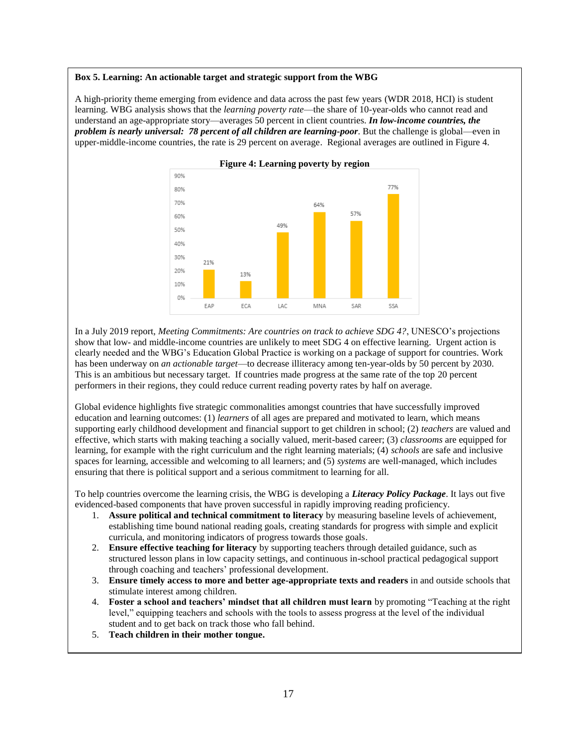**Box 5. Learning: An actionable target and strategic support from the WBG**

A high-priority theme emerging from evidence and data across the past few years (WDR 2018, HCI) is student learning. WBG analysis shows that the *learning poverty rate*—the share of 10-year-olds who cannot read and understand an age-appropriate story—averages 50 percent in client countries. ***In low-income countries, the problem is nearly universal: 78 percent of all children are learning-poor***. But the challenge is global—even in upper-middle-income countries, the rate is 29 percent on average. Regional averages are outlined in Figure 4.

**Figure 4: Learning poverty by region**

| Region | Learning poverty |
|---|---|
| EAP | 21% |
| ECA | 13% |
| LAC | 49% |
| MNA | 64% |
| SAR | 57% |
| SSA | 77% |

In a July 2019 report, *Meeting Commitments: Are countries on track to achieve SDG 4?*, UNESCO's projections show that low- and middle-income countries are unlikely to meet SDG 4 on effective learning. Urgent action is clearly needed and the WBG's Education Global Practice is working on a package of support for countries. Work has been underway on *an actionable target*—to decrease illiteracy among ten-year-olds by 50 percent by 2030. This is an ambitious but necessary target. If countries made progress at the same rate of the top 20 percent performers in their regions, they could reduce current reading poverty rates by half on average.

Global evidence highlights five strategic commonalities amongst countries that have successfully improved education and learning outcomes: (1) *learners* of all ages are prepared and motivated to learn, which means supporting early childhood development and financial support to get children in school; (2) *teachers* are valued and effective, which starts with making teaching a socially valued, merit-based career; (3) *classrooms* are equipped for learning, for example with the right curriculum and the right learning materials; (4) *schools* are safe and inclusive spaces for learning, accessible and welcoming to all learners; and (5) *systems* are well-managed, which includes ensuring that there is political support and a serious commitment to learning for all.

To help countries overcome the learning crisis, the WBG is developing a ***Literacy Policy Package***. It lays out five evidenced-based components that have proven successful in rapidly improving reading proficiency.

1. **Assure political and technical commitment to literacy** by measuring baseline levels of achievement, establishing time bound national reading goals, creating standards for progress with simple and explicit curricula, and monitoring indicators of progress towards those goals.
2. **Ensure effective teaching for literacy** by supporting teachers through detailed guidance, such as structured lesson plans in low capacity settings, and continuous in-school practical pedagogical support through coaching and teachers' professional development.
3. **Ensure timely access to more and better age-appropriate texts and readers** in and outside schools that stimulate interest among children.
4. **Foster a school and teachers' mindset that all children must learn** by promoting "Teaching at the right level," equipping teachers and schools with the tools to assess progress at the level of the individual student and to get back on track those who fall behind.
5. **Teach children in their mother tongue.**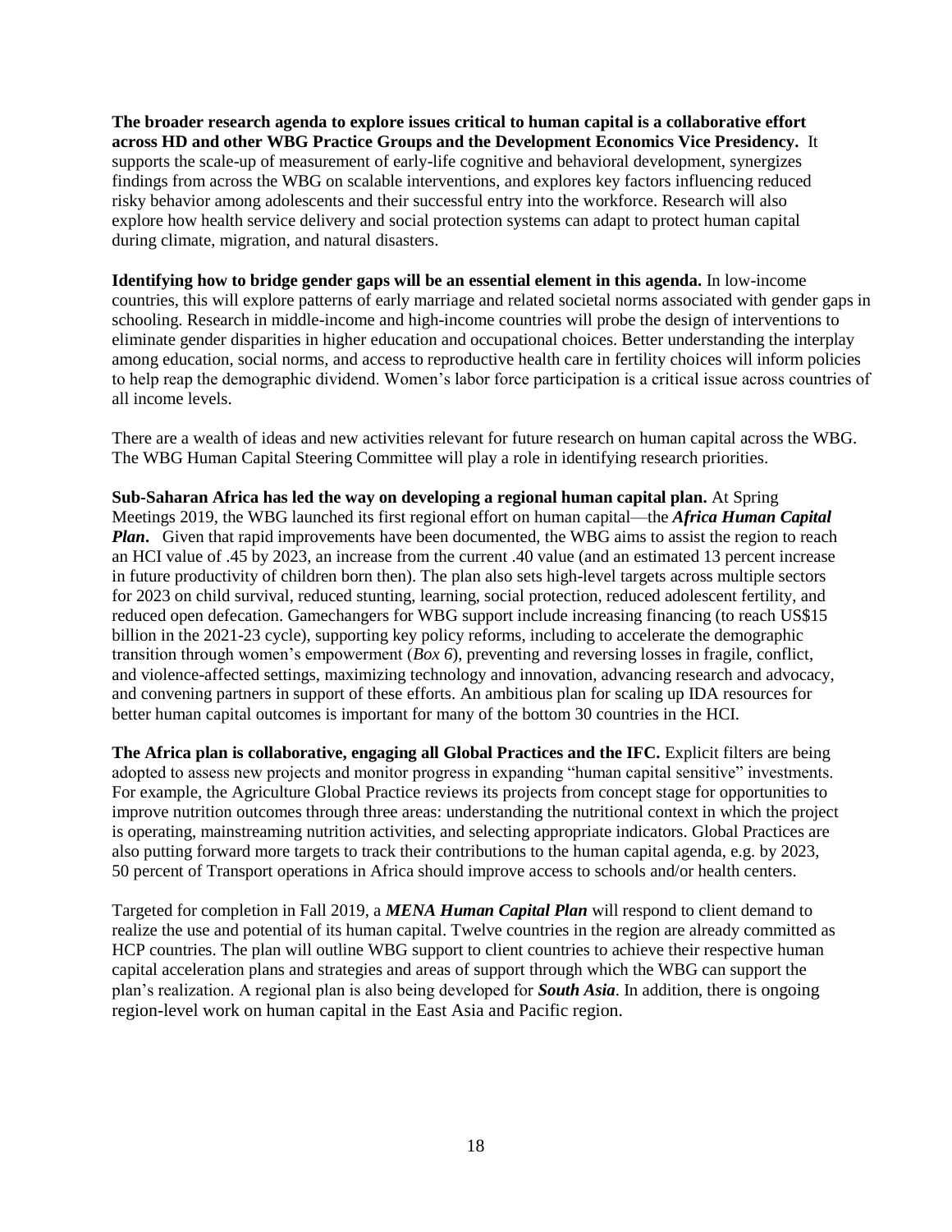**The broader research agenda to explore issues critical to human capital is a collaborative effort across HD and other WBG Practice Groups and the Development Economics Vice Presidency.** It supports the scale-up of measurement of early-life cognitive and behavioral development, synergizes findings from across the WBG on scalable interventions, and explores key factors influencing reduced risky behavior among adolescents and their successful entry into the workforce. Research will also explore how health service delivery and social protection systems can adapt to protect human capital during climate, migration, and natural disasters.

**Identifying how to bridge gender gaps will be an essential element in this agenda.** In low-income countries, this will explore patterns of early marriage and related societal norms associated with gender gaps in schooling. Research in middle-income and high-income countries will probe the design of interventions to eliminate gender disparities in higher education and occupational choices. Better understanding the interplay among education, social norms, and access to reproductive health care in fertility choices will inform policies to help reap the demographic dividend. Women's labor force participation is a critical issue across countries of all income levels.

There are a wealth of ideas and new activities relevant for future research on human capital across the WBG. The WBG Human Capital Steering Committee will play a role in identifying research priorities.

**Sub-Saharan Africa has led the way on developing a regional human capital plan.** At Spring Meetings 2019, the WBG launched its first regional effort on human capital—the ***Africa Human Capital Plan***. Given that rapid improvements have been documented, the WBG aims to assist the region to reach an HCI value of .45 by 2023, an increase from the current .40 value (and an estimated 13 percent increase in future productivity of children born then). The plan also sets high-level targets across multiple sectors for 2023 on child survival, reduced stunting, learning, social protection, reduced adolescent fertility, and reduced open defecation. Gamechangers for WBG support include increasing financing (to reach US$15 billion in the 2021-23 cycle), supporting key policy reforms, including to accelerate the demographic transition through women's empowerment (*Box 6*), preventing and reversing losses in fragile, conflict, and violence-affected settings, maximizing technology and innovation, advancing research and advocacy, and convening partners in support of these efforts. An ambitious plan for scaling up IDA resources for better human capital outcomes is important for many of the bottom 30 countries in the HCI.

**The Africa plan is collaborative, engaging all Global Practices and the IFC.** Explicit filters are being adopted to assess new projects and monitor progress in expanding "human capital sensitive" investments. For example, the Agriculture Global Practice reviews its projects from concept stage for opportunities to improve nutrition outcomes through three areas: understanding the nutritional context in which the project is operating, mainstreaming nutrition activities, and selecting appropriate indicators. Global Practices are also putting forward more targets to track their contributions to the human capital agenda, e.g. by 2023, 50 percent of Transport operations in Africa should improve access to schools and/or health centers.

Targeted for completion in Fall 2019, a ***MENA Human Capital Plan*** will respond to client demand to realize the use and potential of its human capital. Twelve countries in the region are already committed as HCP countries. The plan will outline WBG support to client countries to achieve their respective human capital acceleration plans and strategies and areas of support through which the WBG can support the plan's realization. A regional plan is also being developed for ***South Asia***. In addition, there is ongoing region-level work on human capital in the East Asia and Pacific region.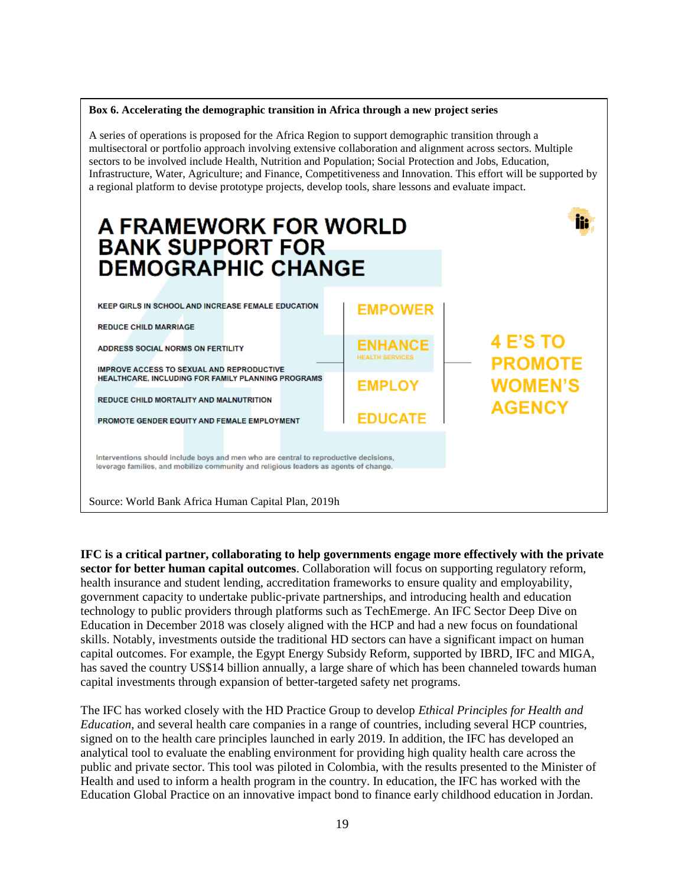**Box 6. Accelerating the demographic transition in Africa through a new project series**

A series of operations is proposed for the Africa Region to support demographic transition through a multisectoral or portfolio approach involving extensive collaboration and alignment across sectors. Multiple sectors to be involved include Health, Nutrition and Population; Social Protection and Jobs, Education, Infrastructure, Water, Agriculture; and Finance, Competitiveness and Innovation. This effort will be supported by a regional platform to devise prototype projects, develop tools, share lessons and evaluate impact.

**A FRAMEWORK FOR WORLD BANK SUPPORT FOR DEMOGRAPHIC CHANGE**

- KEEP GIRLS IN SCHOOL AND INCREASE FEMALE EDUCATION
- REDUCE CHILD MARRIAGE
- ADDRESS SOCIAL NORMS ON FERTILITY
- IMPROVE ACCESS TO SEXUAL AND REPRODUCTIVE HEALTHCARE, INCLUDING FOR FAMILY PLANNING PROGRAMS
- REDUCE CHILD MORTALITY AND MALNUTRITION
- PROMOTE GENDER EQUITY AND FEMALE EMPLOYMENT

EMPOWER
ENHANCE (HEALTH SERVICES)
EMPLOY
EDUCATE

**4 E'S TO PROMOTE WOMEN'S AGENCY**

Interventions should include boys and men who are central to reproductive decisions, leverage families, and mobilize community and religious leaders as agents of change.

Source: World Bank Africa Human Capital Plan, 2019h

**IFC is a critical partner, collaborating to help governments engage more effectively with the private sector for better human capital outcomes**. Collaboration will focus on supporting regulatory reform, health insurance and student lending, accreditation frameworks to ensure quality and employability, government capacity to undertake public-private partnerships, and introducing health and education technology to public providers through platforms such as TechEmerge. An IFC Sector Deep Dive on Education in December 2018 was closely aligned with the HCP and had a new focus on foundational skills. Notably, investments outside the traditional HD sectors can have a significant impact on human capital outcomes. For example, the Egypt Energy Subsidy Reform, supported by IBRD, IFC and MIGA, has saved the country US$14 billion annually, a large share of which has been channeled towards human capital investments through expansion of better-targeted safety net programs.

The IFC has worked closely with the HD Practice Group to develop *Ethical Principles for Health and Education*, and several health care companies in a range of countries, including several HCP countries, signed on to the health care principles launched in early 2019. In addition, the IFC has developed an analytical tool to evaluate the enabling environment for providing high quality health care across the public and private sector. This tool was piloted in Colombia, with the results presented to the Minister of Health and used to inform a health program in the country. In education, the IFC has worked with the Education Global Practice on an innovative impact bond to finance early childhood education in Jordan.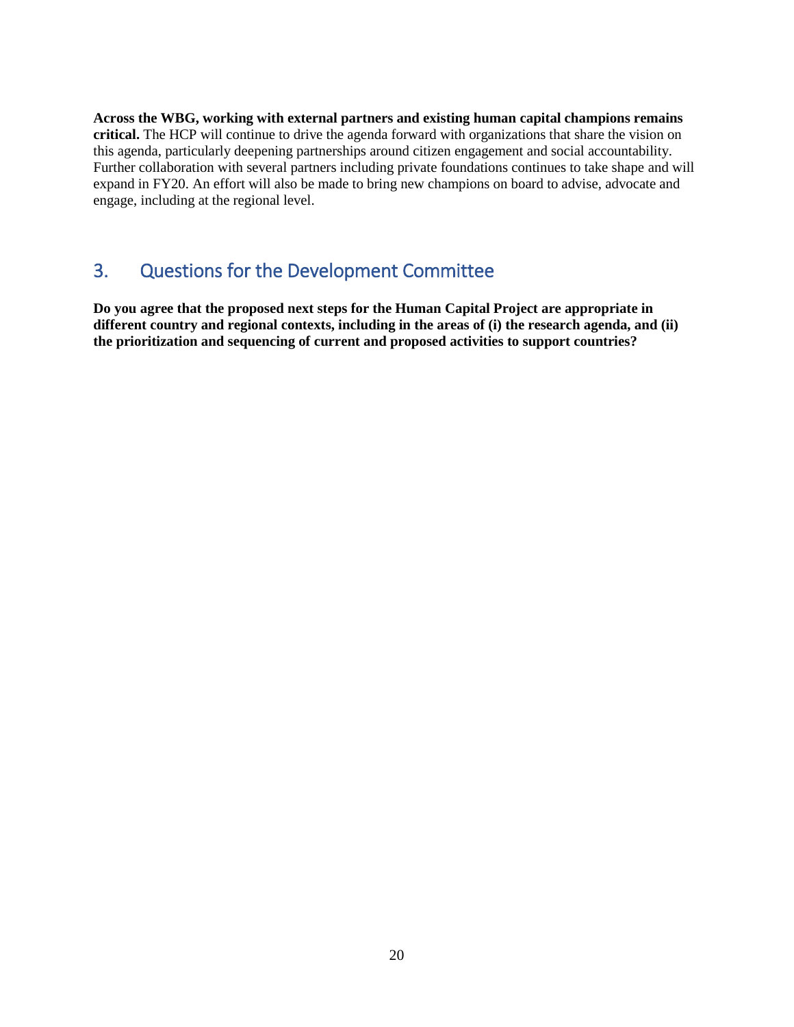**Across the WBG, working with external partners and existing human capital champions remains critical.** The HCP will continue to drive the agenda forward with organizations that share the vision on this agenda, particularly deepening partnerships around citizen engagement and social accountability. Further collaboration with several partners including private foundations continues to take shape and will expand in FY20. An effort will also be made to bring new champions on board to advise, advocate and engage, including at the regional level.

## 3. Questions for the Development Committee

**Do you agree that the proposed next steps for the Human Capital Project are appropriate in different country and regional contexts, including in the areas of (i) the research agenda, and (ii) the prioritization and sequencing of current and proposed activities to support countries?**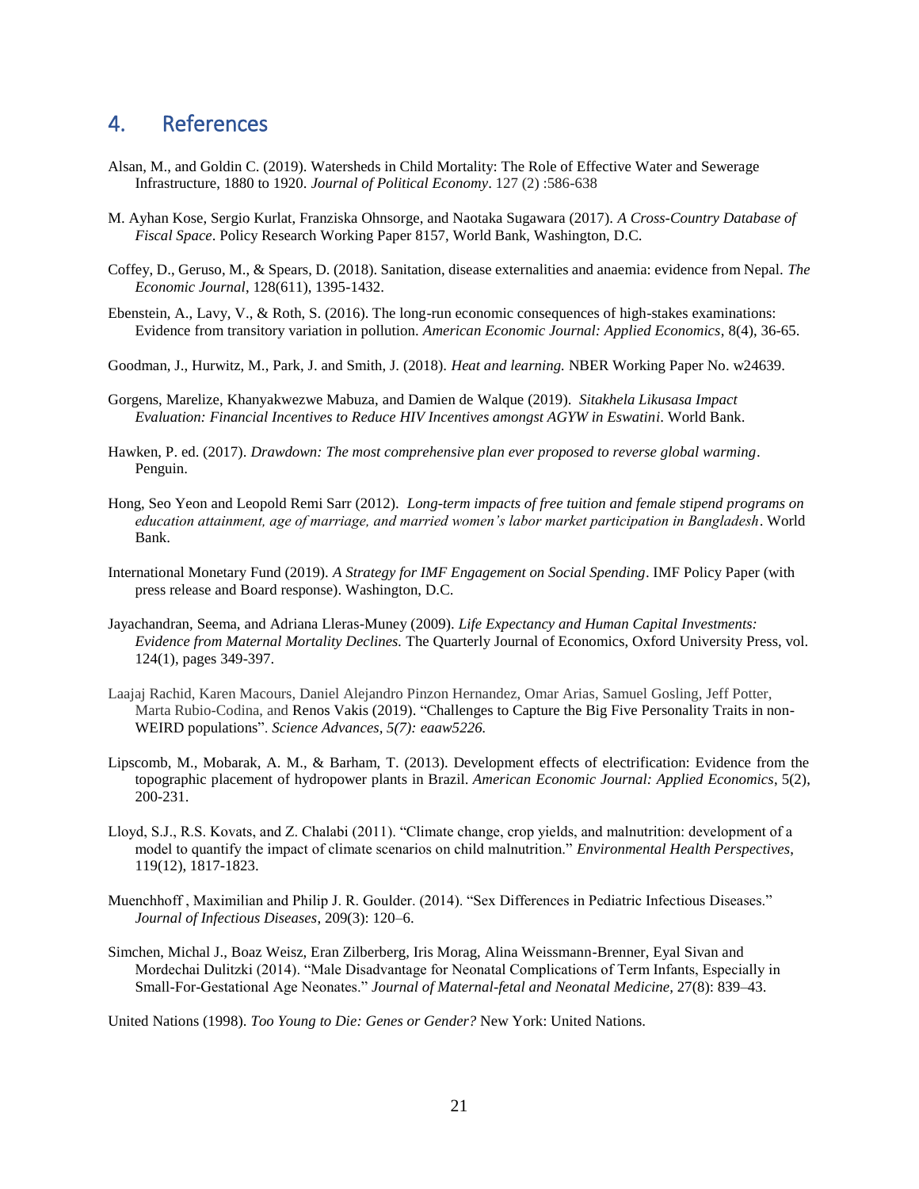## 4. References

Alsan, M., and Goldin C. (2019). Watersheds in Child Mortality: The Role of Effective Water and Sewerage Infrastructure, 1880 to 1920. *Journal of Political Economy*. 127 (2) :586-638

M. Ayhan Kose, Sergio Kurlat, Franziska Ohnsorge, and Naotaka Sugawara (2017). *A Cross-Country Database of Fiscal Space*. Policy Research Working Paper 8157, World Bank, Washington, D.C.

Coffey, D., Geruso, M., & Spears, D. (2018). Sanitation, disease externalities and anaemia: evidence from Nepal. *The Economic Journal*, 128(611), 1395-1432.

Ebenstein, A., Lavy, V., & Roth, S. (2016). The long-run economic consequences of high-stakes examinations: Evidence from transitory variation in pollution. *American Economic Journal: Applied Economics*, 8(4), 36-65.

Goodman, J., Hurwitz, M., Park, J. and Smith, J. (2018). *Heat and learning.* NBER Working Paper No. w24639.

Gorgens, Marelize, Khanyakwezwe Mabuza, and Damien de Walque (2019). *Sitakhela Likusasa Impact Evaluation: Financial Incentives to Reduce HIV Incentives amongst AGYW in Eswatini*. World Bank.

Hawken, P. ed. (2017). *Drawdown: The most comprehensive plan ever proposed to reverse global warming*. Penguin.

Hong, Seo Yeon and Leopold Remi Sarr (2012). *Long-term impacts of free tuition and female stipend programs on education attainment, age of marriage, and married women's labor market participation in Bangladesh*. World Bank.

International Monetary Fund (2019). *A Strategy for IMF Engagement on Social Spending*. IMF Policy Paper (with press release and Board response). Washington, D.C.

Jayachandran, Seema, and Adriana Lleras-Muney (2009). *Life Expectancy and Human Capital Investments: Evidence from Maternal Mortality Declines.* The Quarterly Journal of Economics, Oxford University Press, vol. 124(1), pages 349-397.

Laajaj Rachid, Karen Macours, Daniel Alejandro Pinzon Hernandez, Omar Arias, Samuel Gosling, Jeff Potter, Marta Rubio-Codina, and Renos Vakis (2019). "Challenges to Capture the Big Five Personality Traits in non-WEIRD populations". *Science Advances, 5(7): eaaw5226.*

Lipscomb, M., Mobarak, A. M., & Barham, T. (2013). Development effects of electrification: Evidence from the topographic placement of hydropower plants in Brazil. *American Economic Journal: Applied Economics*, 5(2), 200-231.

Lloyd, S.J., R.S. Kovats, and Z. Chalabi (2011). "Climate change, crop yields, and malnutrition: development of a model to quantify the impact of climate scenarios on child malnutrition." *Environmental Health Perspectives*, 119(12), 1817-1823.

Muenchhoff , Maximilian and Philip J. R. Goulder. (2014). "Sex Differences in Pediatric Infectious Diseases." *Journal of Infectious Diseases*, 209(3): 120–6.

Simchen, Michal J., Boaz Weisz, Eran Zilberberg, Iris Morag, Alina Weissmann-Brenner, Eyal Sivan and Mordechai Dulitzki (2014). "Male Disadvantage for Neonatal Complications of Term Infants, Especially in Small-For-Gestational Age Neonates." *Journal of Maternal-fetal and Neonatal Medicine,* 27(8): 839–43.

United Nations (1998). *Too Young to Die: Genes or Gender?* New York: United Nations.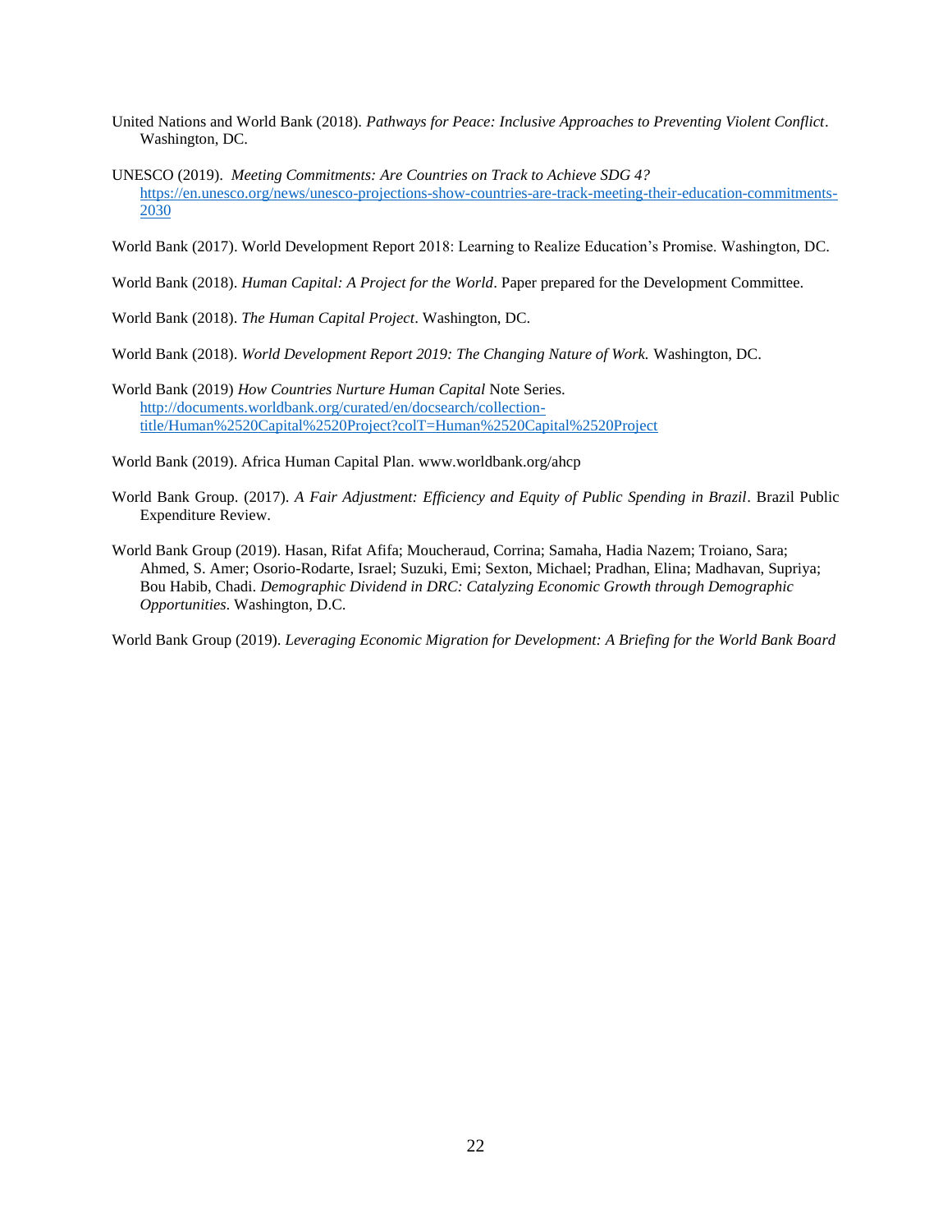United Nations and World Bank (2018). *Pathways for Peace: Inclusive Approaches to Preventing Violent Conflict*. Washington, DC.

UNESCO (2019). *Meeting Commitments: Are Countries on Track to Achieve SDG 4?* https://en.unesco.org/news/unesco-projections-show-countries-are-track-meeting-their-education-commitments-2030

World Bank (2017). World Development Report 2018: Learning to Realize Education's Promise. Washington, DC.

World Bank (2018). *Human Capital: A Project for the World*. Paper prepared for the Development Committee.

World Bank (2018). *The Human Capital Project*. Washington, DC.

World Bank (2018). *World Development Report 2019: The Changing Nature of Work.* Washington, DC.

World Bank (2019) *How Countries Nurture Human Capital* Note Series. http://documents.worldbank.org/curated/en/docsearch/collection-title/Human%2520Capital%2520Project?colT=Human%2520Capital%2520Project

World Bank (2019). Africa Human Capital Plan. www.worldbank.org/ahcp

World Bank Group. (2017). *A Fair Adjustment: Efficiency and Equity of Public Spending in Brazil*. Brazil Public Expenditure Review.

World Bank Group (2019). Hasan, Rifat Afifa; Moucheraud, Corrina; Samaha, Hadia Nazem; Troiano, Sara; Ahmed, S. Amer; Osorio-Rodarte, Israel; Suzuki, Emi; Sexton, Michael; Pradhan, Elina; Madhavan, Supriya; Bou Habib, Chadi. *Demographic Dividend in DRC: Catalyzing Economic Growth through Demographic Opportunities*. Washington, D.C.

World Bank Group (2019). *Leveraging Economic Migration for Development: A Briefing for the World Bank Board*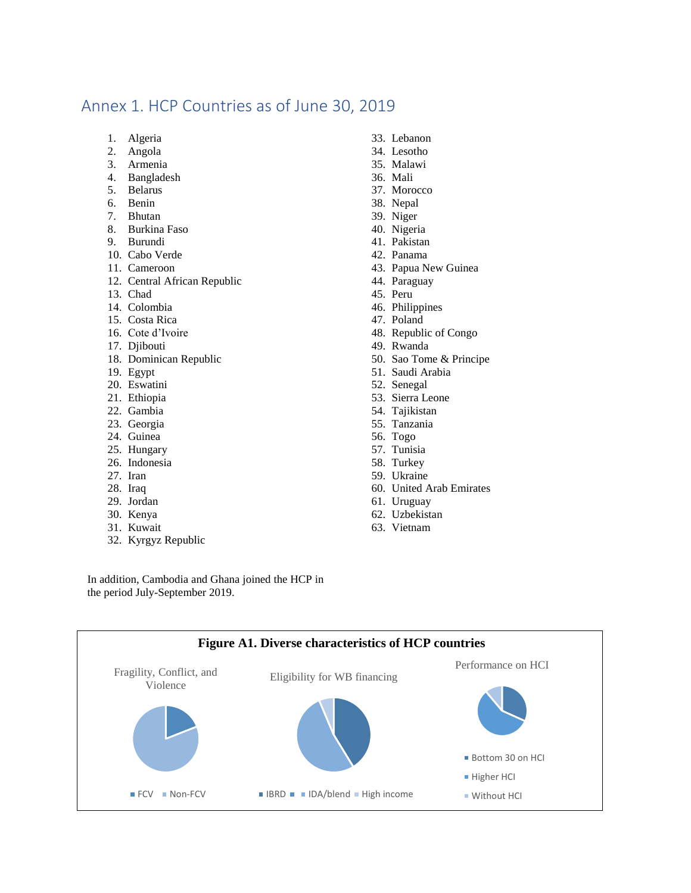# Annex 1. HCP Countries as of June 30, 2019

1. Algeria
2. Angola
3. Armenia
4. Bangladesh
5. Belarus
6. Benin
7. Bhutan
8. Burkina Faso
9. Burundi
10. Cabo Verde
11. Cameroon
12. Central African Republic
13. Chad
14. Colombia
15. Costa Rica
16. Cote d'Ivoire
17. Djibouti
18. Dominican Republic
19. Egypt
20. Eswatini
21. Ethiopia
22. Gambia
23. Georgia
24. Guinea
25. Hungary
26. Indonesia
27. Iran
28. Iraq
29. Jordan
30. Kenya
31. Kuwait
32. Kyrgyz Republic
33. Lebanon
34. Lesotho
35. Malawi
36. Mali
37. Morocco
38. Nepal
39. Niger
40. Nigeria
41. Pakistan
42. Panama
43. Papua New Guinea
44. Paraguay
45. Peru
46. Philippines
47. Poland
48. Republic of Congo
49. Rwanda
50. Sao Tome & Principe
51. Saudi Arabia
52. Senegal
53. Sierra Leone
54. Tajikistan
55. Tanzania
56. Togo
57. Tunisia
58. Turkey
59. Ukraine
60. United Arab Emirates
61. Uruguay
62. Uzbekistan
63. Vietnam

In addition, Cambodia and Ghana joined the HCP in the period July-September 2019.

**Figure A1. Diverse characteristics of HCP countries**

Fragility, Conflict, and Violence

FCV
Non-FCV

Eligibility for WB financing

IBRD
IDA/blend
High income

Performance on HCI

Bottom 30 on HCI
Higher HCI
Without HCI